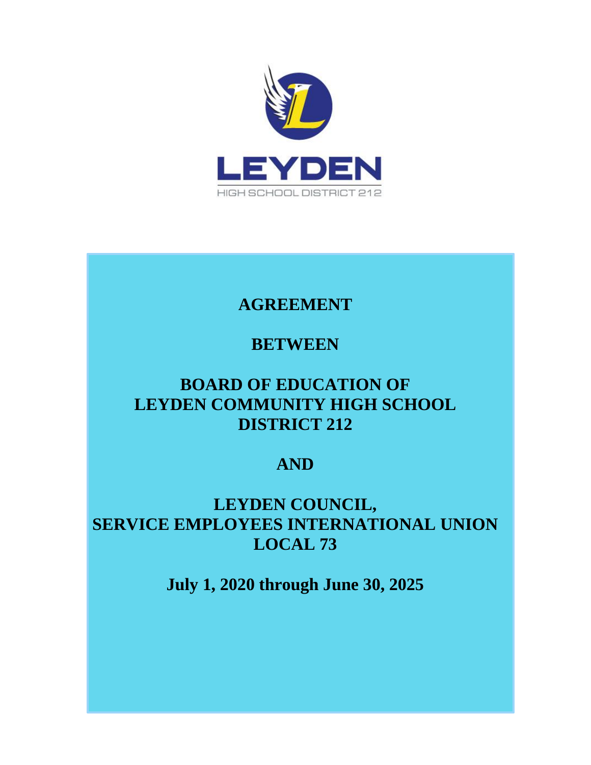LEYDEN

HIGH SCHOOL DISTRICT 212

# AGREEMENT

# BETWEEN

# BOARD OF EDUCATION OF LEYDEN COMMUNITY HIGH SCHOOL DISTRICT 212

# AND

# LEYDEN COUNCIL, SERVICE EMPLOYEES INTERNATIONAL UNION LOCAL 73

**July 1, 2020 through June 30, 2025**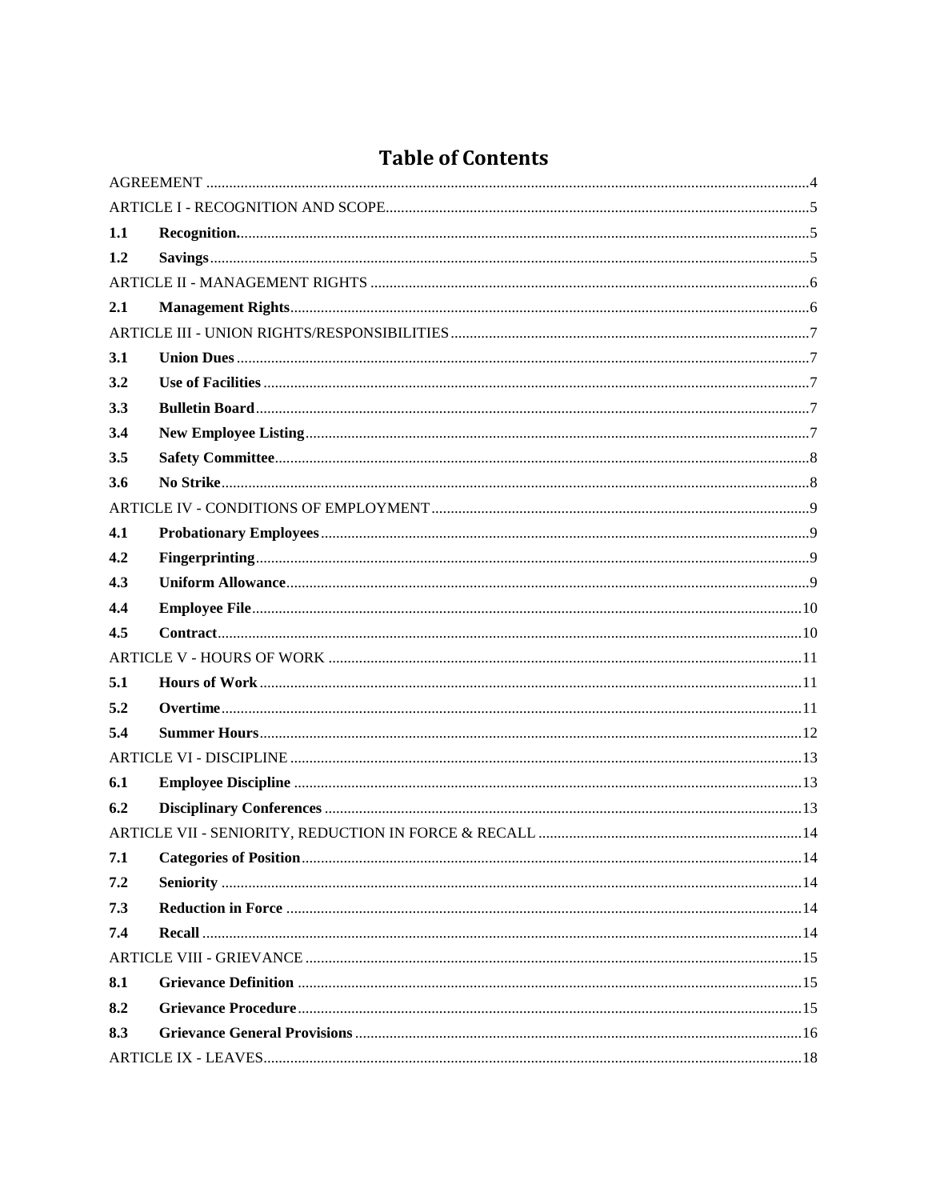# Table of Contents

AGREEMENT ....................................................................................................4

ARTICLE I - RECOGNITION AND SCOPE....................................................................5

| | | |
|---|---|---|
| **1.1** | **Recognition.** | 5 |
| **1.2** | **Savings** | 5 |

ARTICLE II - MANAGEMENT RIGHTS ........................................................................6

| | | |
|---|---|---|
| **2.1** | **Management Rights** | 6 |

ARTICLE III - UNION RIGHTS/RESPONSIBILITIES ........................................................7

| | | |
|---|---|---|
| **3.1** | **Union Dues** | 7 |
| **3.2** | **Use of Facilities** | 7 |
| **3.3** | **Bulletin Board** | 7 |
| **3.4** | **New Employee Listing** | 7 |
| **3.5** | **Safety Committee** | 8 |
| **3.6** | **No Strike** | 8 |

ARTICLE IV - CONDITIONS OF EMPLOYMENT ...............................................................9

| | | |
|---|---|---|
| **4.1** | **Probationary Employees** | 9 |
| **4.2** | **Fingerprinting** | 9 |
| **4.3** | **Uniform Allowance** | 9 |
| **4.4** | **Employee File** | 10 |
| **4.5** | **Contract** | 10 |

ARTICLE V - HOURS OF WORK ...................................................................................11

| | | |
|---|---|---|
| **5.1** | **Hours of Work** | 11 |
| **5.2** | **Overtime** | 11 |
| **5.4** | **Summer Hours** | 12 |

ARTICLE VI - DISCIPLINE ..........................................................................................13

| | | |
|---|---|---|
| **6.1** | **Employee Discipline** | 13 |
| **6.2** | **Disciplinary Conferences** | 13 |

ARTICLE VII - SENIORITY, REDUCTION IN FORCE & RECALL ......................................14

| | | |
|---|---|---|
| **7.1** | **Categories of Position** | 14 |
| **7.2** | **Seniority** | 14 |
| **7.3** | **Reduction in Force** | 14 |
| **7.4** | **Recall** | 14 |

ARTICLE VIII - GRIEVANCE .........................................................................................15

| | | |
|---|---|---|
| **8.1** | **Grievance Definition** | 15 |
| **8.2** | **Grievance Procedure** | 15 |
| **8.3** | **Grievance General Provisions** | 16 |

ARTICLE IX - LEAVES.................................................................................................18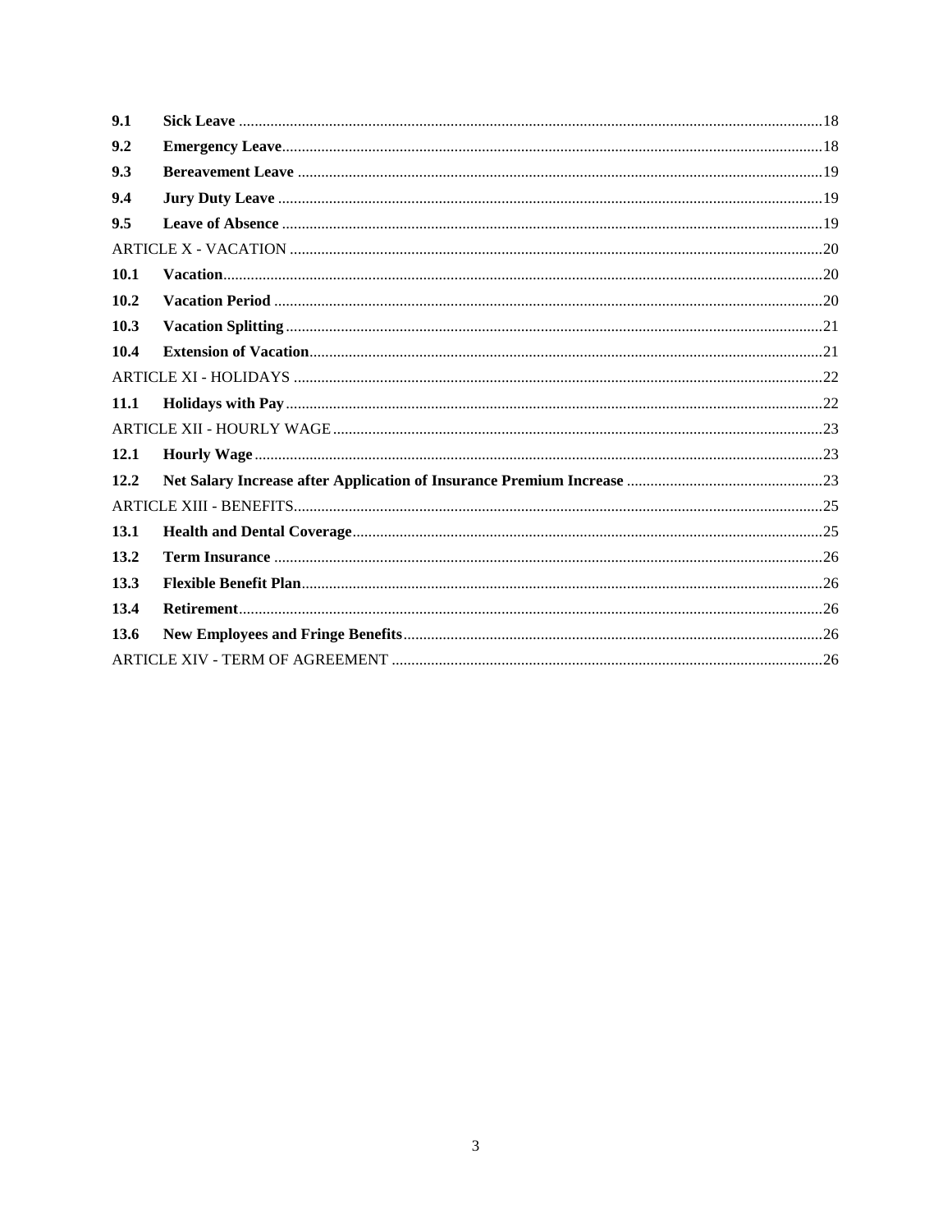| | | |
|---|---|---|
| **9.1** | **Sick Leave** | 18 |
| **9.2** | **Emergency Leave** | 18 |
| **9.3** | **Bereavement Leave** | 19 |
| **9.4** | **Jury Duty Leave** | 19 |
| **9.5** | **Leave of Absence** | 19 |
| ARTICLE X - VACATION | | 20 |
| **10.1** | **Vacation** | 20 |
| **10.2** | **Vacation Period** | 20 |
| **10.3** | **Vacation Splitting** | 21 |
| **10.4** | **Extension of Vacation** | 21 |
| ARTICLE XI - HOLIDAYS | | 22 |
| **11.1** | **Holidays with Pay** | 22 |
| ARTICLE XII - HOURLY WAGE | | 23 |
| **12.1** | **Hourly Wage** | 23 |
| **12.2** | **Net Salary Increase after Application of Insurance Premium Increase** | 23 |
| ARTICLE XIII - BENEFITS | | 25 |
| **13.1** | **Health and Dental Coverage** | 25 |
| **13.2** | **Term Insurance** | 26 |
| **13.3** | **Flexible Benefit Plan** | 26 |
| **13.4** | **Retirement** | 26 |
| **13.6** | **New Employees and Fringe Benefits** | 26 |
| ARTICLE XIV - TERM OF AGREEMENT | | 26 |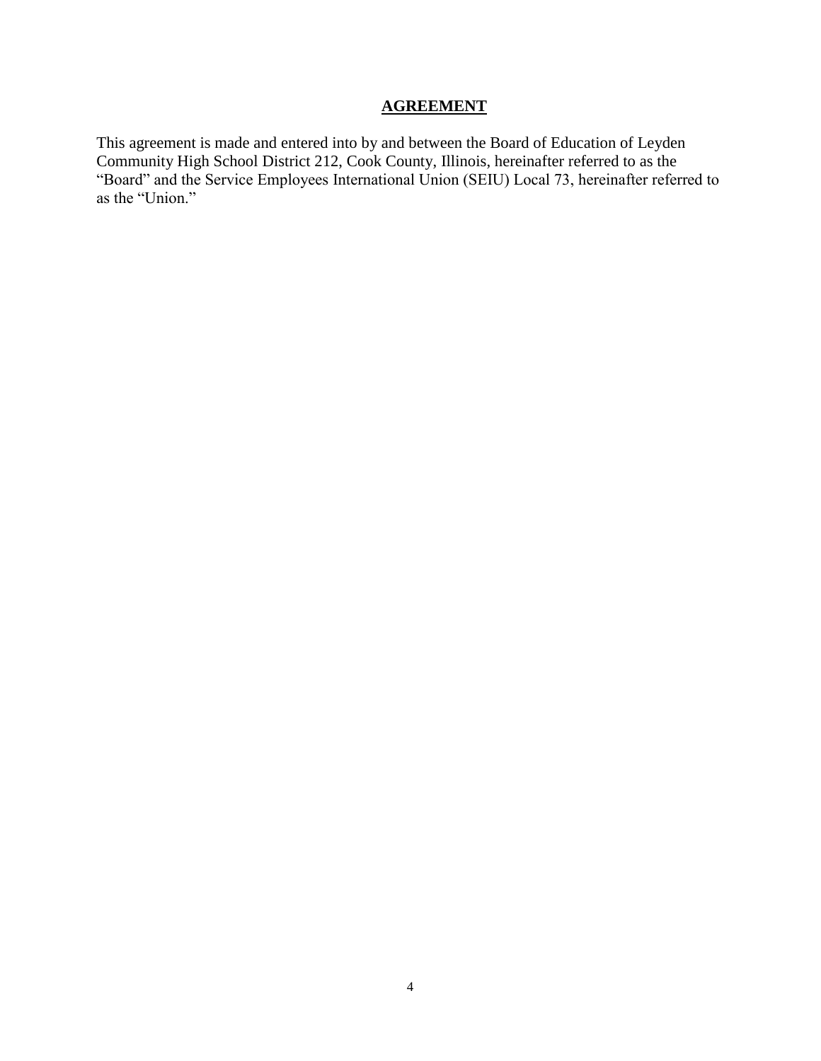# AGREEMENT

This agreement is made and entered into by and between the Board of Education of Leyden Community High School District 212, Cook County, Illinois, hereinafter referred to as the "Board" and the Service Employees International Union (SEIU) Local 73, hereinafter referred to as the "Union."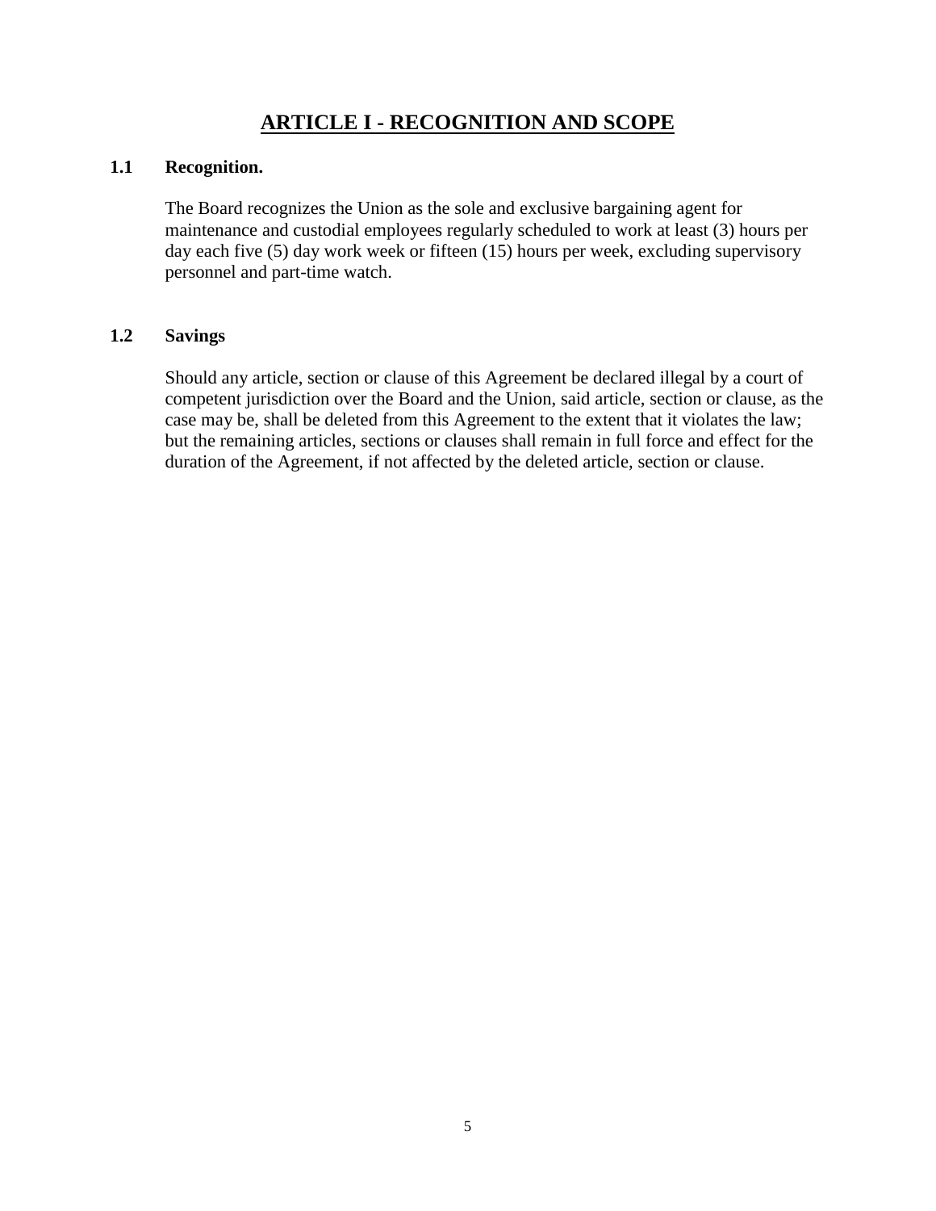# ARTICLE I - RECOGNITION AND SCOPE

## 1.1 Recognition.

The Board recognizes the Union as the sole and exclusive bargaining agent for maintenance and custodial employees regularly scheduled to work at least (3) hours per day each five (5) day work week or fifteen (15) hours per week, excluding supervisory personnel and part-time watch.

## 1.2 Savings

Should any article, section or clause of this Agreement be declared illegal by a court of competent jurisdiction over the Board and the Union, said article, section or clause, as the case may be, shall be deleted from this Agreement to the extent that it violates the law; but the remaining articles, sections or clauses shall remain in full force and effect for the duration of the Agreement, if not affected by the deleted article, section or clause.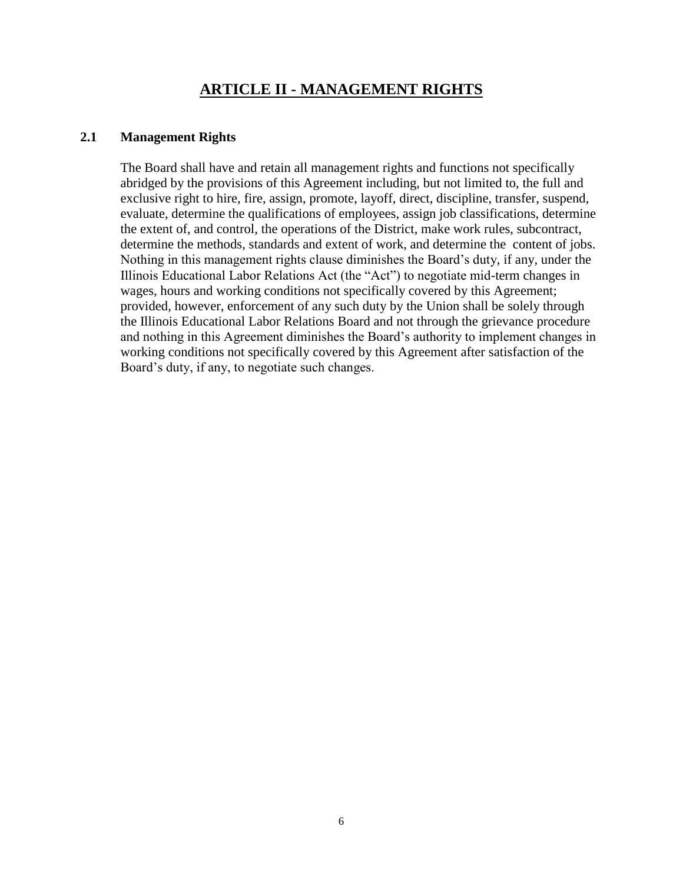# ARTICLE II - MANAGEMENT RIGHTS

## 2.1 Management Rights

The Board shall have and retain all management rights and functions not specifically abridged by the provisions of this Agreement including, but not limited to, the full and exclusive right to hire, fire, assign, promote, layoff, direct, discipline, transfer, suspend, evaluate, determine the qualifications of employees, assign job classifications, determine the extent of, and control, the operations of the District, make work rules, subcontract, determine the methods, standards and extent of work, and determine the content of jobs. Nothing in this management rights clause diminishes the Board's duty, if any, under the Illinois Educational Labor Relations Act (the "Act") to negotiate mid-term changes in wages, hours and working conditions not specifically covered by this Agreement; provided, however, enforcement of any such duty by the Union shall be solely through the Illinois Educational Labor Relations Board and not through the grievance procedure and nothing in this Agreement diminishes the Board's authority to implement changes in working conditions not specifically covered by this Agreement after satisfaction of the Board's duty, if any, to negotiate such changes.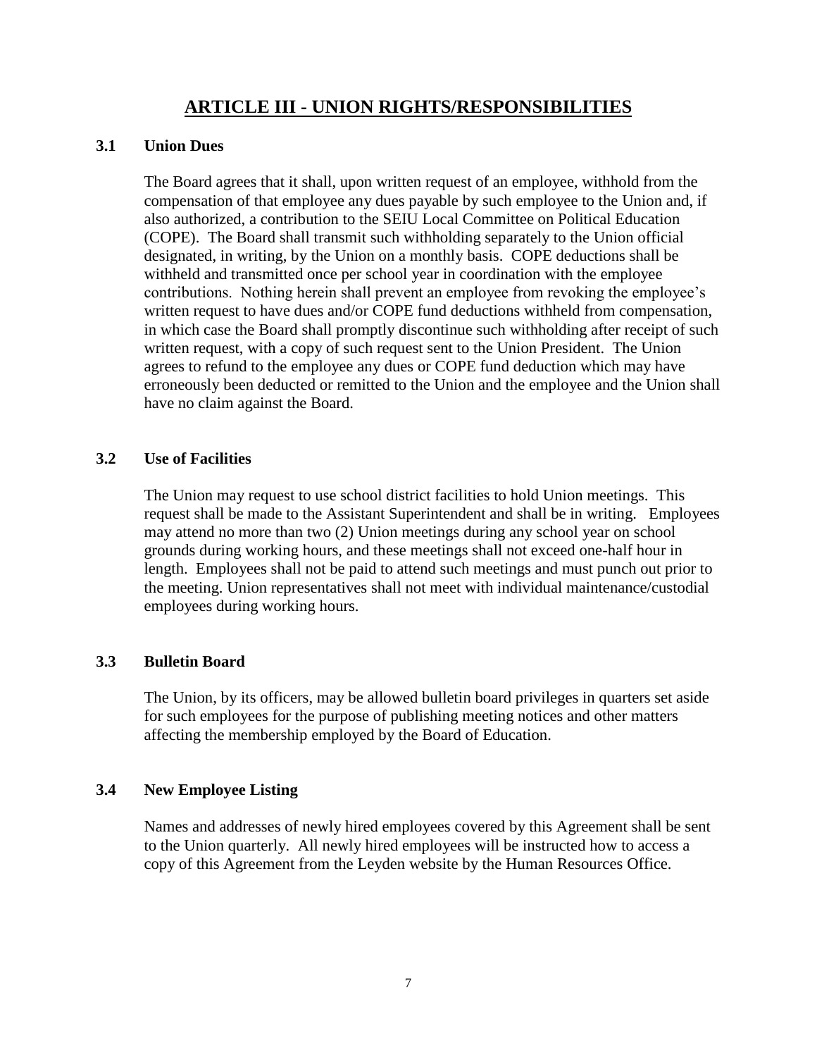# ARTICLE III - UNION RIGHTS/RESPONSIBILITIES

### 3.1 Union Dues

The Board agrees that it shall, upon written request of an employee, withhold from the compensation of that employee any dues payable by such employee to the Union and, if also authorized, a contribution to the SEIU Local Committee on Political Education (COPE). The Board shall transmit such withholding separately to the Union official designated, in writing, by the Union on a monthly basis. COPE deductions shall be withheld and transmitted once per school year in coordination with the employee contributions. Nothing herein shall prevent an employee from revoking the employee's written request to have dues and/or COPE fund deductions withheld from compensation, in which case the Board shall promptly discontinue such withholding after receipt of such written request, with a copy of such request sent to the Union President. The Union agrees to refund to the employee any dues or COPE fund deduction which may have erroneously been deducted or remitted to the Union and the employee and the Union shall have no claim against the Board.

### 3.2 Use of Facilities

The Union may request to use school district facilities to hold Union meetings. This request shall be made to the Assistant Superintendent and shall be in writing. Employees may attend no more than two (2) Union meetings during any school year on school grounds during working hours, and these meetings shall not exceed one-half hour in length. Employees shall not be paid to attend such meetings and must punch out prior to the meeting. Union representatives shall not meet with individual maintenance/custodial employees during working hours.

### 3.3 Bulletin Board

The Union, by its officers, may be allowed bulletin board privileges in quarters set aside for such employees for the purpose of publishing meeting notices and other matters affecting the membership employed by the Board of Education.

### 3.4 New Employee Listing

Names and addresses of newly hired employees covered by this Agreement shall be sent to the Union quarterly. All newly hired employees will be instructed how to access a copy of this Agreement from the Leyden website by the Human Resources Office.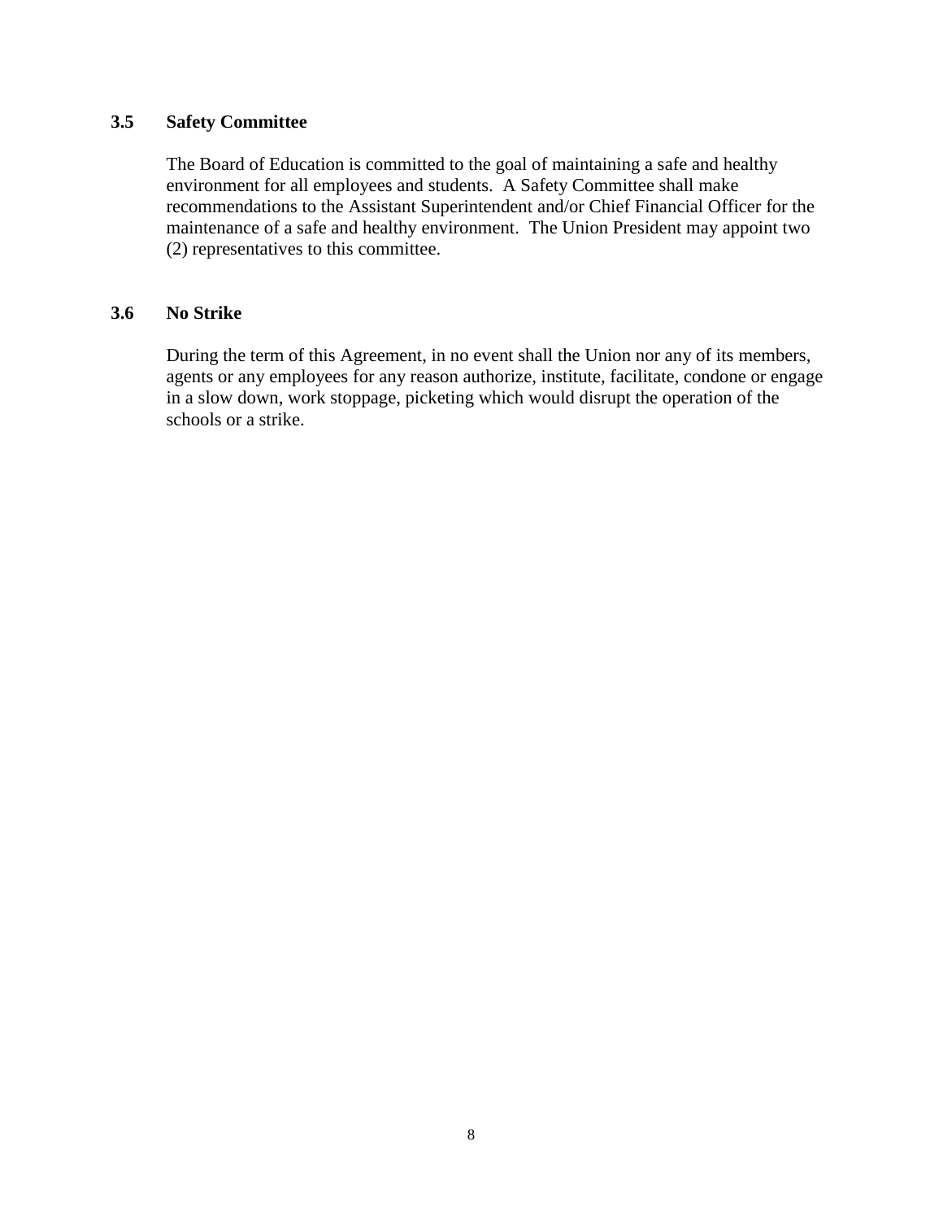### 3.5 Safety Committee

The Board of Education is committed to the goal of maintaining a safe and healthy environment for all employees and students. A Safety Committee shall make recommendations to the Assistant Superintendent and/or Chief Financial Officer for the maintenance of a safe and healthy environment. The Union President may appoint two (2) representatives to this committee.

### 3.6 No Strike

During the term of this Agreement, in no event shall the Union nor any of its members, agents or any employees for any reason authorize, institute, facilitate, condone or engage in a slow down, work stoppage, picketing which would disrupt the operation of the schools or a strike.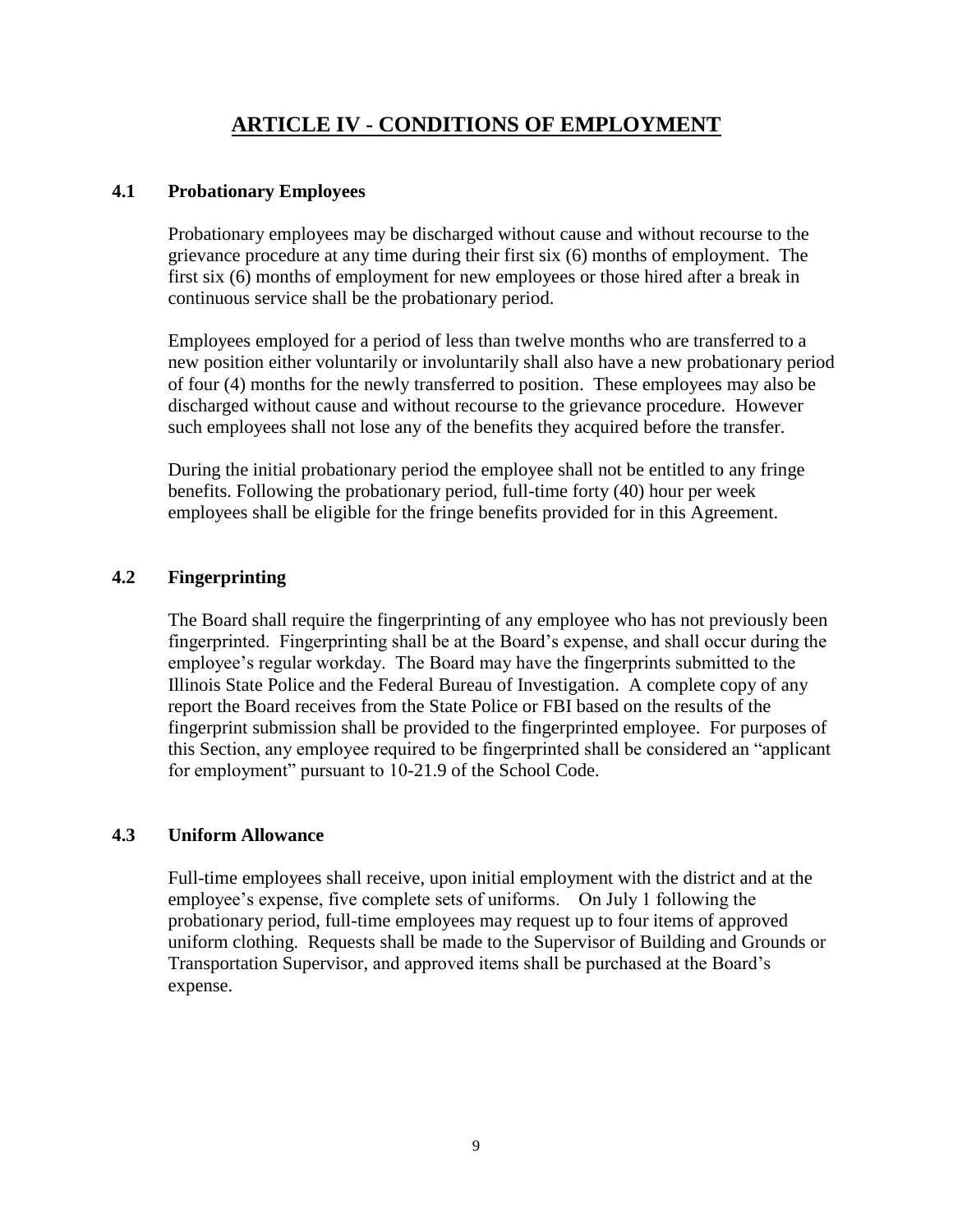# ARTICLE IV - CONDITIONS OF EMPLOYMENT

## 4.1 Probationary Employees

Probationary employees may be discharged without cause and without recourse to the grievance procedure at any time during their first six (6) months of employment. The first six (6) months of employment for new employees or those hired after a break in continuous service shall be the probationary period.

Employees employed for a period of less than twelve months who are transferred to a new position either voluntarily or involuntarily shall also have a new probationary period of four (4) months for the newly transferred to position. These employees may also be discharged without cause and without recourse to the grievance procedure. However such employees shall not lose any of the benefits they acquired before the transfer.

During the initial probationary period the employee shall not be entitled to any fringe benefits. Following the probationary period, full-time forty (40) hour per week employees shall be eligible for the fringe benefits provided for in this Agreement.

## 4.2 Fingerprinting

The Board shall require the fingerprinting of any employee who has not previously been fingerprinted. Fingerprinting shall be at the Board's expense, and shall occur during the employee's regular workday. The Board may have the fingerprints submitted to the Illinois State Police and the Federal Bureau of Investigation. A complete copy of any report the Board receives from the State Police or FBI based on the results of the fingerprint submission shall be provided to the fingerprinted employee. For purposes of this Section, any employee required to be fingerprinted shall be considered an "applicant for employment" pursuant to 10-21.9 of the School Code.

## 4.3 Uniform Allowance

Full-time employees shall receive, upon initial employment with the district and at the employee's expense, five complete sets of uniforms. On July 1 following the probationary period, full-time employees may request up to four items of approved uniform clothing. Requests shall be made to the Supervisor of Building and Grounds or Transportation Supervisor, and approved items shall be purchased at the Board's expense.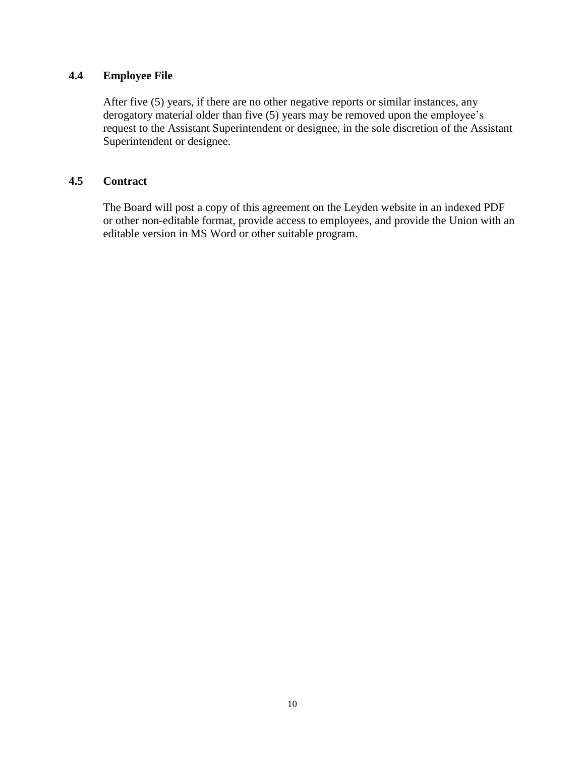### 4.4 Employee File

After five (5) years, if there are no other negative reports or similar instances, any derogatory material older than five (5) years may be removed upon the employee's request to the Assistant Superintendent or designee, in the sole discretion of the Assistant Superintendent or designee.

### 4.5 Contract

The Board will post a copy of this agreement on the Leyden website in an indexed PDF or other non-editable format, provide access to employees, and provide the Union with an editable version in MS Word or other suitable program.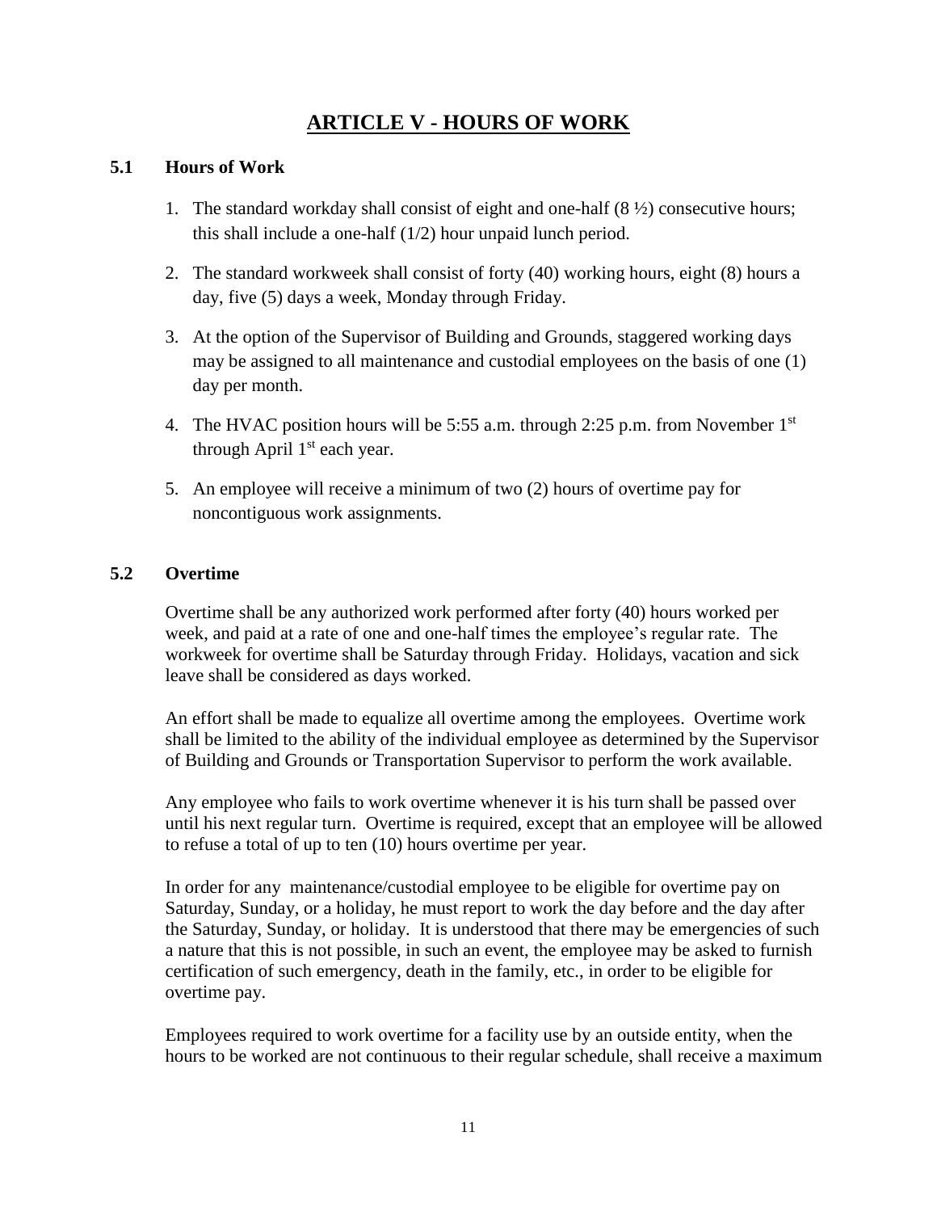# ARTICLE V - HOURS OF WORK

## 5.1 Hours of Work

1. The standard workday shall consist of eight and one-half (8 ½) consecutive hours; this shall include a one-half (1/2) hour unpaid lunch period.

2. The standard workweek shall consist of forty (40) working hours, eight (8) hours a day, five (5) days a week, Monday through Friday.

3. At the option of the Supervisor of Building and Grounds, staggered working days may be assigned to all maintenance and custodial employees on the basis of one (1) day per month.

4. The HVAC position hours will be 5:55 a.m. through 2:25 p.m. from November 1st through April 1st each year.

5. An employee will receive a minimum of two (2) hours of overtime pay for noncontiguous work assignments.

## 5.2 Overtime

Overtime shall be any authorized work performed after forty (40) hours worked per week, and paid at a rate of one and one-half times the employee's regular rate. The workweek for overtime shall be Saturday through Friday. Holidays, vacation and sick leave shall be considered as days worked.

An effort shall be made to equalize all overtime among the employees. Overtime work shall be limited to the ability of the individual employee as determined by the Supervisor of Building and Grounds or Transportation Supervisor to perform the work available.

Any employee who fails to work overtime whenever it is his turn shall be passed over until his next regular turn. Overtime is required, except that an employee will be allowed to refuse a total of up to ten (10) hours overtime per year.

In order for any maintenance/custodial employee to be eligible for overtime pay on Saturday, Sunday, or a holiday, he must report to work the day before and the day after the Saturday, Sunday, or holiday. It is understood that there may be emergencies of such a nature that this is not possible, in such an event, the employee may be asked to furnish certification of such emergency, death in the family, etc., in order to be eligible for overtime pay.

Employees required to work overtime for a facility use by an outside entity, when the hours to be worked are not continuous to their regular schedule, shall receive a maximum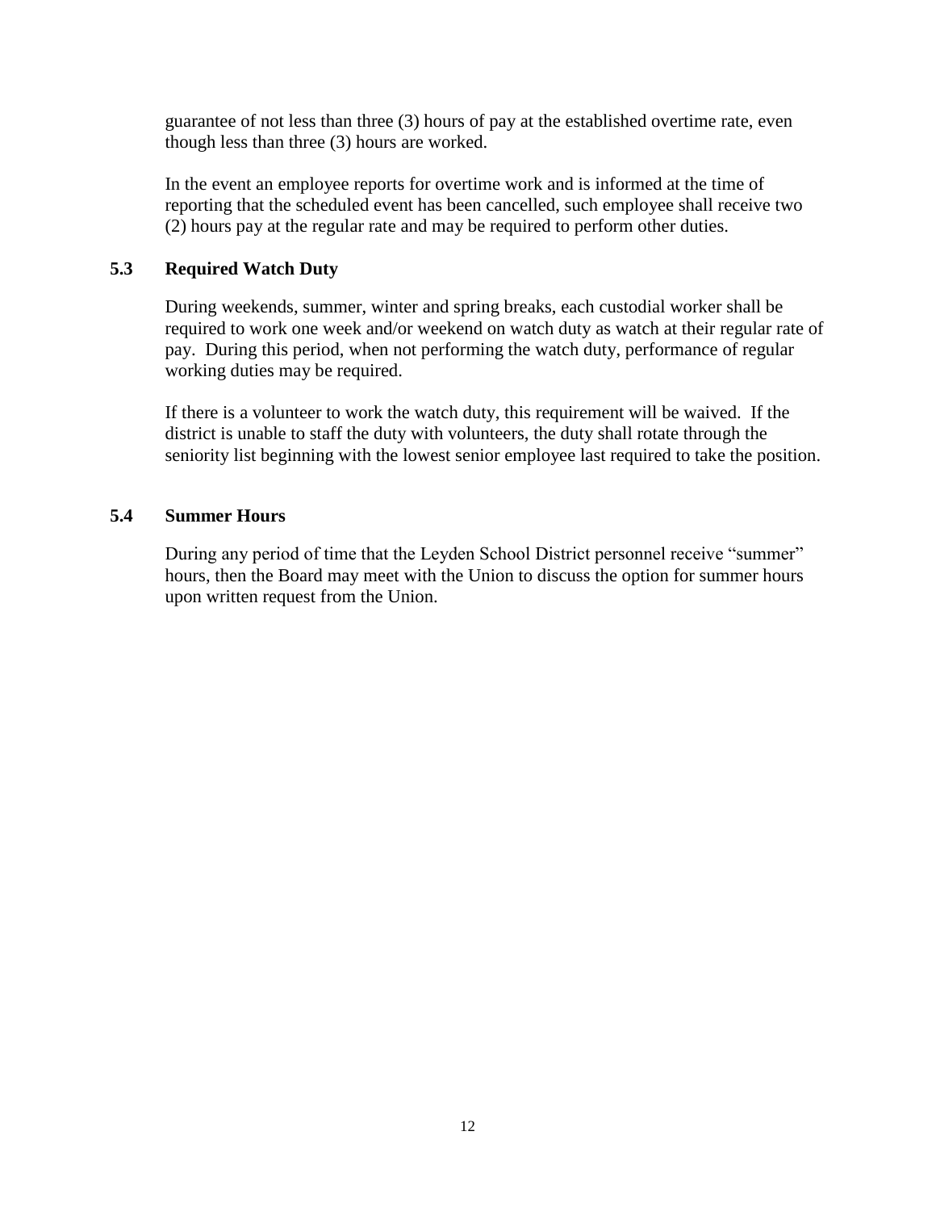guarantee of not less than three (3) hours of pay at the established overtime rate, even though less than three (3) hours are worked.

In the event an employee reports for overtime work and is informed at the time of reporting that the scheduled event has been cancelled, such employee shall receive two (2) hours pay at the regular rate and may be required to perform other duties.

### 5.3 Required Watch Duty

During weekends, summer, winter and spring breaks, each custodial worker shall be required to work one week and/or weekend on watch duty as watch at their regular rate of pay. During this period, when not performing the watch duty, performance of regular working duties may be required.

If there is a volunteer to work the watch duty, this requirement will be waived. If the district is unable to staff the duty with volunteers, the duty shall rotate through the seniority list beginning with the lowest senior employee last required to take the position.

### 5.4 Summer Hours

During any period of time that the Leyden School District personnel receive "summer" hours, then the Board may meet with the Union to discuss the option for summer hours upon written request from the Union.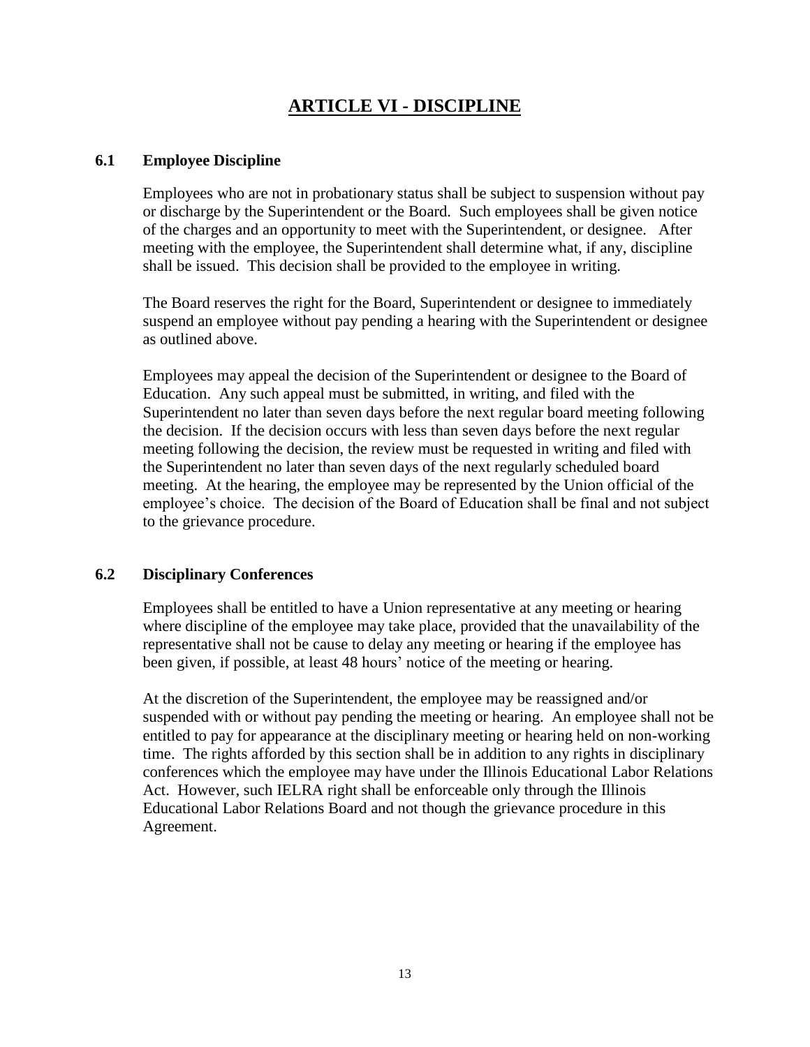# ARTICLE VI - DISCIPLINE

## 6.1 Employee Discipline

Employees who are not in probationary status shall be subject to suspension without pay or discharge by the Superintendent or the Board. Such employees shall be given notice of the charges and an opportunity to meet with the Superintendent, or designee. After meeting with the employee, the Superintendent shall determine what, if any, discipline shall be issued. This decision shall be provided to the employee in writing.

The Board reserves the right for the Board, Superintendent or designee to immediately suspend an employee without pay pending a hearing with the Superintendent or designee as outlined above.

Employees may appeal the decision of the Superintendent or designee to the Board of Education. Any such appeal must be submitted, in writing, and filed with the Superintendent no later than seven days before the next regular board meeting following the decision. If the decision occurs with less than seven days before the next regular meeting following the decision, the review must be requested in writing and filed with the Superintendent no later than seven days of the next regularly scheduled board meeting. At the hearing, the employee may be represented by the Union official of the employee's choice. The decision of the Board of Education shall be final and not subject to the grievance procedure.

## 6.2 Disciplinary Conferences

Employees shall be entitled to have a Union representative at any meeting or hearing where discipline of the employee may take place, provided that the unavailability of the representative shall not be cause to delay any meeting or hearing if the employee has been given, if possible, at least 48 hours' notice of the meeting or hearing.

At the discretion of the Superintendent, the employee may be reassigned and/or suspended with or without pay pending the meeting or hearing. An employee shall not be entitled to pay for appearance at the disciplinary meeting or hearing held on non-working time. The rights afforded by this section shall be in addition to any rights in disciplinary conferences which the employee may have under the Illinois Educational Labor Relations Act. However, such IELRA right shall be enforceable only through the Illinois Educational Labor Relations Board and not though the grievance procedure in this Agreement.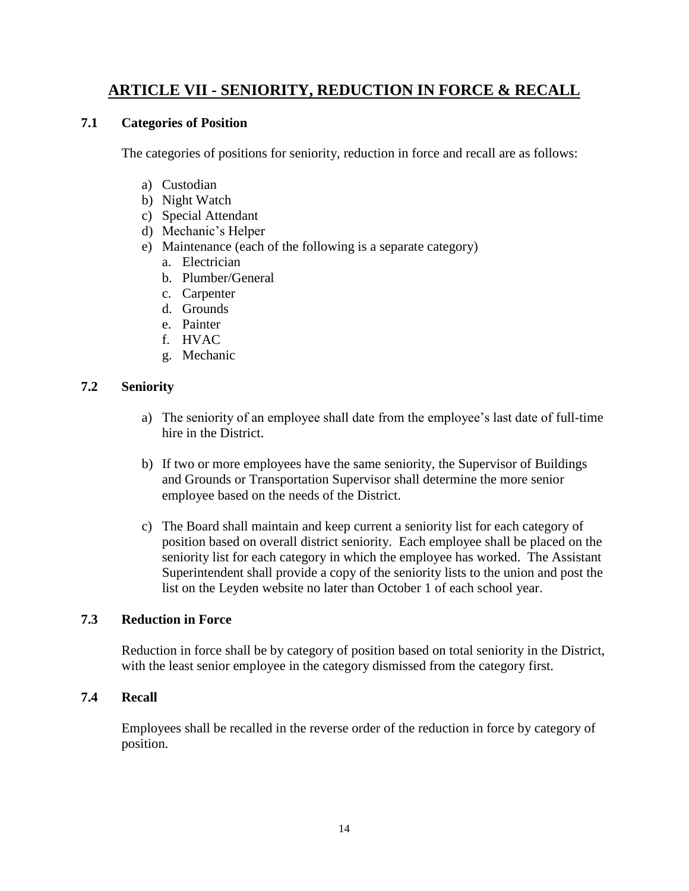# ARTICLE VII - SENIORITY, REDUCTION IN FORCE & RECALL

## 7.1 Categories of Position

The categories of positions for seniority, reduction in force and recall are as follows:

a) Custodian
b) Night Watch
c) Special Attendant
d) Mechanic's Helper
e) Maintenance (each of the following is a separate category)
   a. Electrician
   b. Plumber/General
   c. Carpenter
   d. Grounds
   e. Painter
   f. HVAC
   g. Mechanic

## 7.2 Seniority

a) The seniority of an employee shall date from the employee's last date of full-time hire in the District.

b) If two or more employees have the same seniority, the Supervisor of Buildings and Grounds or Transportation Supervisor shall determine the more senior employee based on the needs of the District.

c) The Board shall maintain and keep current a seniority list for each category of position based on overall district seniority. Each employee shall be placed on the seniority list for each category in which the employee has worked. The Assistant Superintendent shall provide a copy of the seniority lists to the union and post the list on the Leyden website no later than October 1 of each school year.

## 7.3 Reduction in Force

Reduction in force shall be by category of position based on total seniority in the District, with the least senior employee in the category dismissed from the category first.

## 7.4 Recall

Employees shall be recalled in the reverse order of the reduction in force by category of position.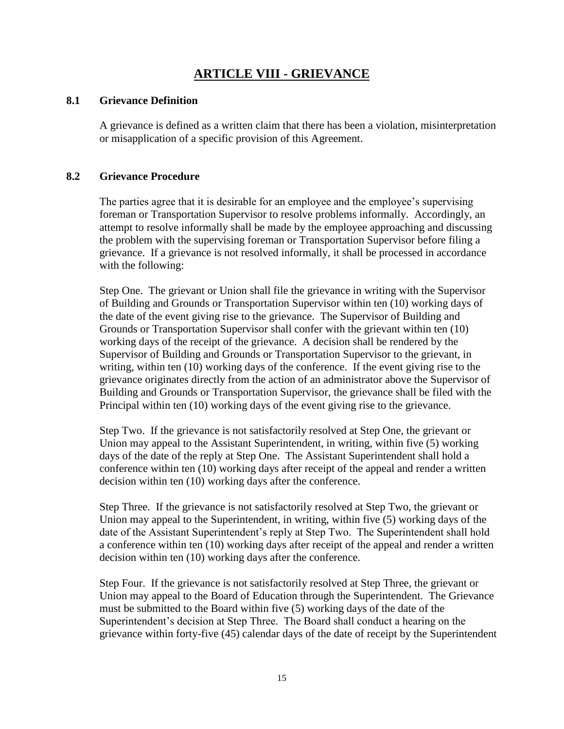# ARTICLE VIII - GRIEVANCE

### 8.1 Grievance Definition

A grievance is defined as a written claim that there has been a violation, misinterpretation or misapplication of a specific provision of this Agreement.

### 8.2 Grievance Procedure

The parties agree that it is desirable for an employee and the employee's supervising foreman or Transportation Supervisor to resolve problems informally. Accordingly, an attempt to resolve informally shall be made by the employee approaching and discussing the problem with the supervising foreman or Transportation Supervisor before filing a grievance. If a grievance is not resolved informally, it shall be processed in accordance with the following:

Step One. The grievant or Union shall file the grievance in writing with the Supervisor of Building and Grounds or Transportation Supervisor within ten (10) working days of the date of the event giving rise to the grievance. The Supervisor of Building and Grounds or Transportation Supervisor shall confer with the grievant within ten (10) working days of the receipt of the grievance. A decision shall be rendered by the Supervisor of Building and Grounds or Transportation Supervisor to the grievant, in writing, within ten (10) working days of the conference. If the event giving rise to the grievance originates directly from the action of an administrator above the Supervisor of Building and Grounds or Transportation Supervisor, the grievance shall be filed with the Principal within ten (10) working days of the event giving rise to the grievance.

Step Two. If the grievance is not satisfactorily resolved at Step One, the grievant or Union may appeal to the Assistant Superintendent, in writing, within five (5) working days of the date of the reply at Step One. The Assistant Superintendent shall hold a conference within ten (10) working days after receipt of the appeal and render a written decision within ten (10) working days after the conference.

Step Three. If the grievance is not satisfactorily resolved at Step Two, the grievant or Union may appeal to the Superintendent, in writing, within five (5) working days of the date of the Assistant Superintendent's reply at Step Two. The Superintendent shall hold a conference within ten (10) working days after receipt of the appeal and render a written decision within ten (10) working days after the conference.

Step Four. If the grievance is not satisfactorily resolved at Step Three, the grievant or Union may appeal to the Board of Education through the Superintendent. The Grievance must be submitted to the Board within five (5) working days of the date of the Superintendent's decision at Step Three. The Board shall conduct a hearing on the grievance within forty-five (45) calendar days of the date of receipt by the Superintendent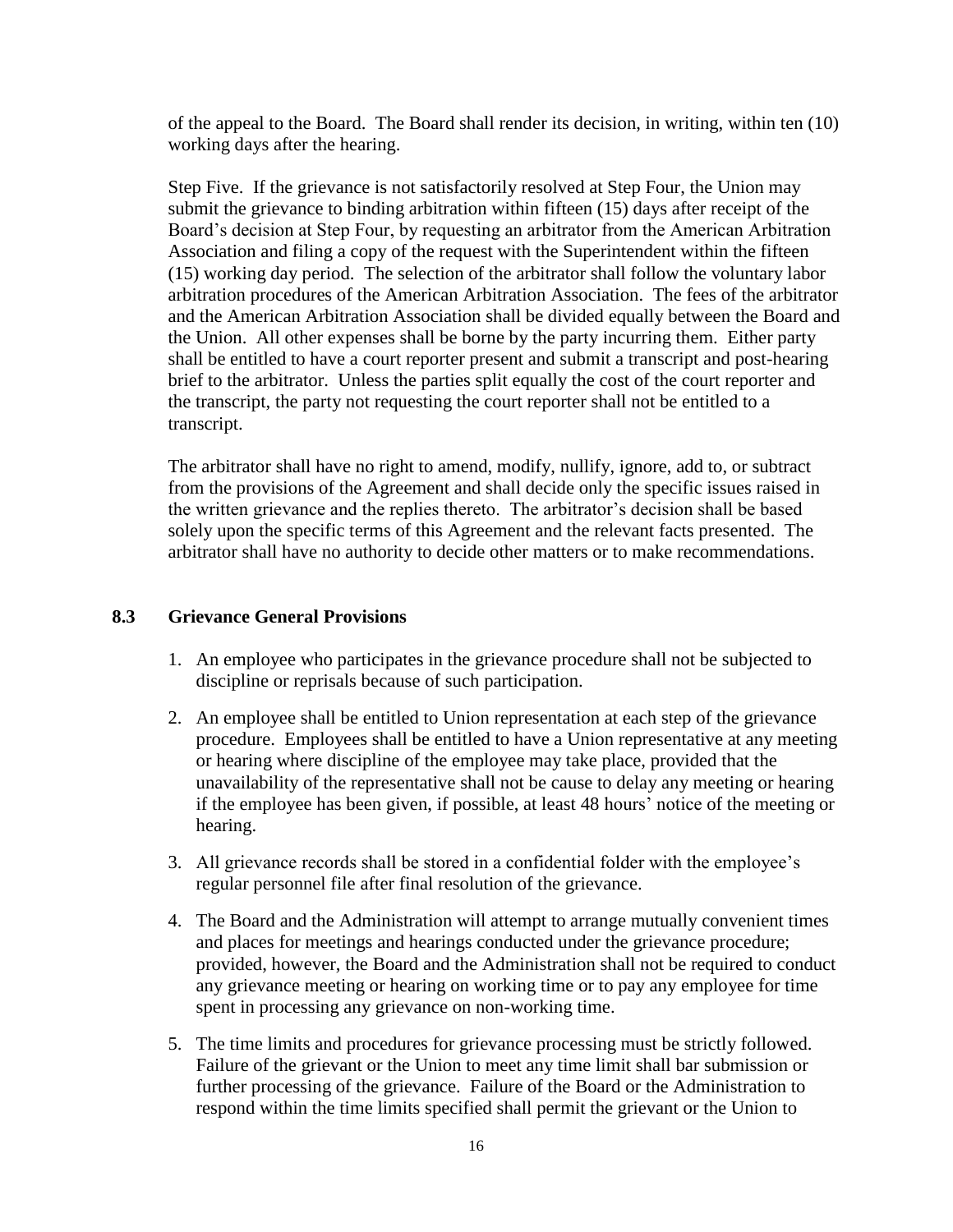of the appeal to the Board. The Board shall render its decision, in writing, within ten (10) working days after the hearing.

Step Five. If the grievance is not satisfactorily resolved at Step Four, the Union may submit the grievance to binding arbitration within fifteen (15) days after receipt of the Board's decision at Step Four, by requesting an arbitrator from the American Arbitration Association and filing a copy of the request with the Superintendent within the fifteen (15) working day period. The selection of the arbitrator shall follow the voluntary labor arbitration procedures of the American Arbitration Association. The fees of the arbitrator and the American Arbitration Association shall be divided equally between the Board and the Union. All other expenses shall be borne by the party incurring them. Either party shall be entitled to have a court reporter present and submit a transcript and post-hearing brief to the arbitrator. Unless the parties split equally the cost of the court reporter and the transcript, the party not requesting the court reporter shall not be entitled to a transcript.

The arbitrator shall have no right to amend, modify, nullify, ignore, add to, or subtract from the provisions of the Agreement and shall decide only the specific issues raised in the written grievance and the replies thereto. The arbitrator's decision shall be based solely upon the specific terms of this Agreement and the relevant facts presented. The arbitrator shall have no authority to decide other matters or to make recommendations.

### 8.3 Grievance General Provisions

1. An employee who participates in the grievance procedure shall not be subjected to discipline or reprisals because of such participation.
2. An employee shall be entitled to Union representation at each step of the grievance procedure. Employees shall be entitled to have a Union representative at any meeting or hearing where discipline of the employee may take place, provided that the unavailability of the representative shall not be cause to delay any meeting or hearing if the employee has been given, if possible, at least 48 hours' notice of the meeting or hearing.
3. All grievance records shall be stored in a confidential folder with the employee's regular personnel file after final resolution of the grievance.
4. The Board and the Administration will attempt to arrange mutually convenient times and places for meetings and hearings conducted under the grievance procedure; provided, however, the Board and the Administration shall not be required to conduct any grievance meeting or hearing on working time or to pay any employee for time spent in processing any grievance on non-working time.
5. The time limits and procedures for grievance processing must be strictly followed. Failure of the grievant or the Union to meet any time limit shall bar submission or further processing of the grievance. Failure of the Board or the Administration to respond within the time limits specified shall permit the grievant or the Union to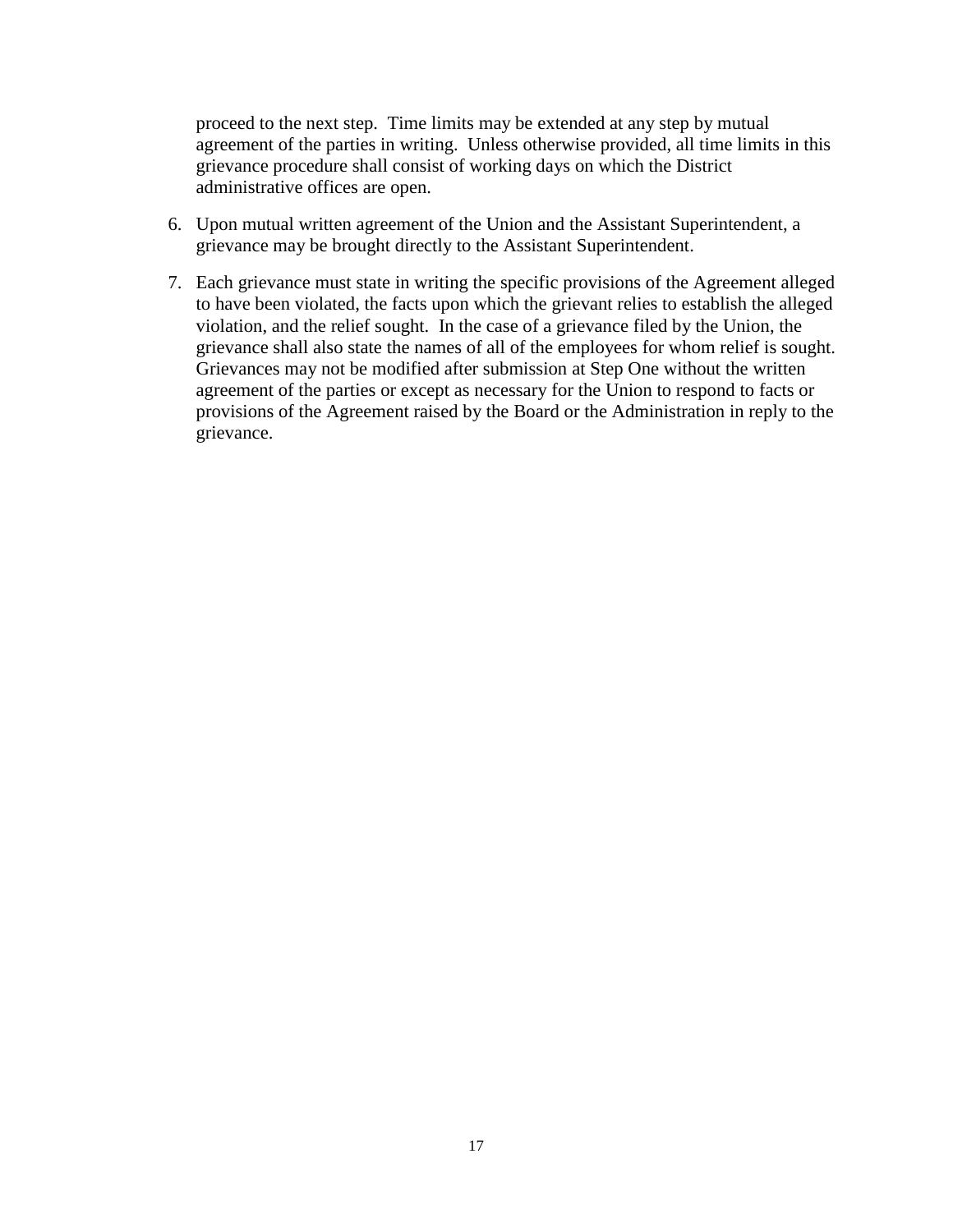proceed to the next step. Time limits may be extended at any step by mutual agreement of the parties in writing. Unless otherwise provided, all time limits in this grievance procedure shall consist of working days on which the District administrative offices are open.

6. Upon mutual written agreement of the Union and the Assistant Superintendent, a grievance may be brought directly to the Assistant Superintendent.

7. Each grievance must state in writing the specific provisions of the Agreement alleged to have been violated, the facts upon which the grievant relies to establish the alleged violation, and the relief sought. In the case of a grievance filed by the Union, the grievance shall also state the names of all of the employees for whom relief is sought. Grievances may not be modified after submission at Step One without the written agreement of the parties or except as necessary for the Union to respond to facts or provisions of the Agreement raised by the Board or the Administration in reply to the grievance.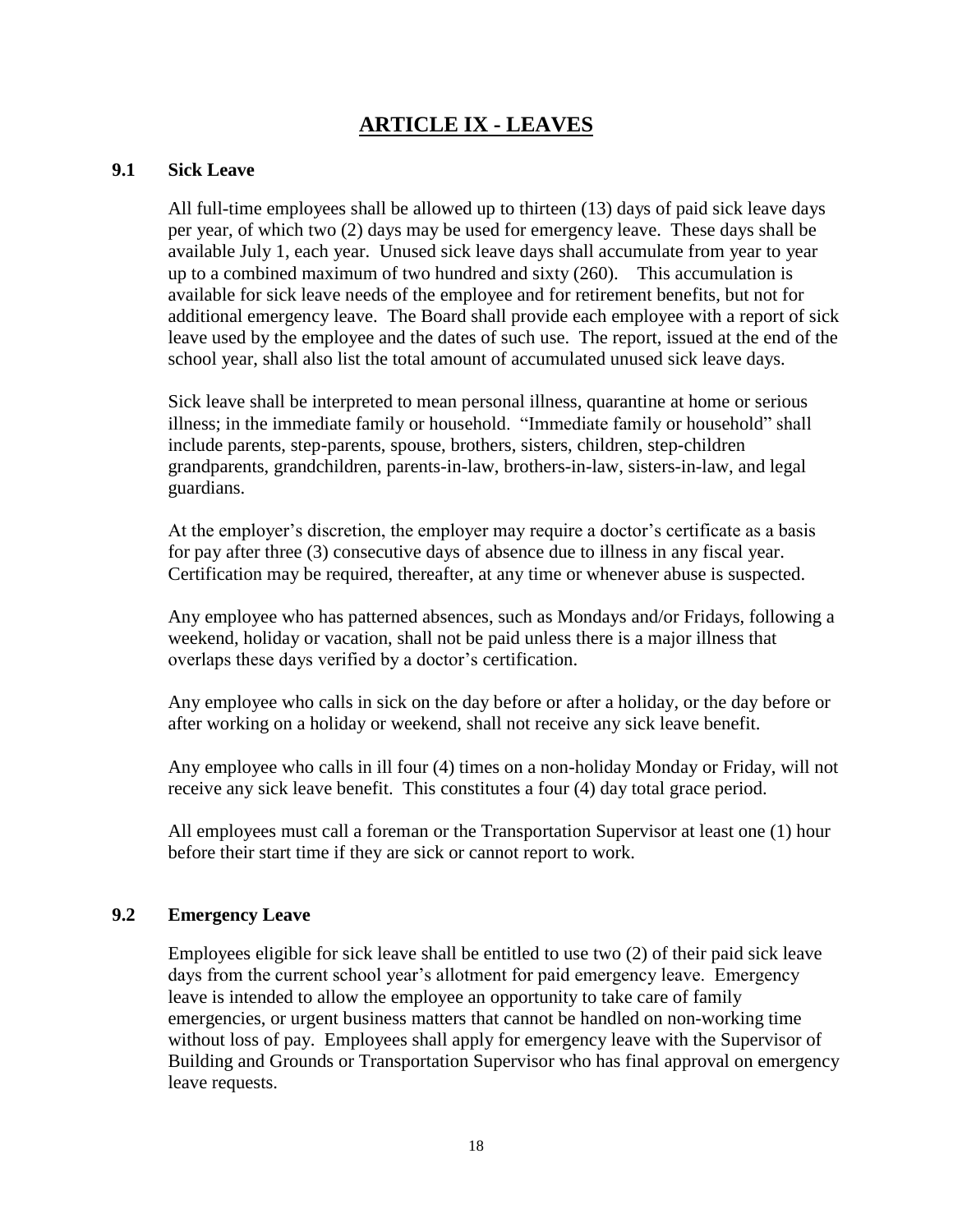# ARTICLE IX - LEAVES

## 9.1 Sick Leave

All full-time employees shall be allowed up to thirteen (13) days of paid sick leave days per year, of which two (2) days may be used for emergency leave. These days shall be available July 1, each year. Unused sick leave days shall accumulate from year to year up to a combined maximum of two hundred and sixty (260). This accumulation is available for sick leave needs of the employee and for retirement benefits, but not for additional emergency leave. The Board shall provide each employee with a report of sick leave used by the employee and the dates of such use. The report, issued at the end of the school year, shall also list the total amount of accumulated unused sick leave days.

Sick leave shall be interpreted to mean personal illness, quarantine at home or serious illness; in the immediate family or household. "Immediate family or household" shall include parents, step-parents, spouse, brothers, sisters, children, step-children grandparents, grandchildren, parents-in-law, brothers-in-law, sisters-in-law, and legal guardians.

At the employer's discretion, the employer may require a doctor's certificate as a basis for pay after three (3) consecutive days of absence due to illness in any fiscal year. Certification may be required, thereafter, at any time or whenever abuse is suspected.

Any employee who has patterned absences, such as Mondays and/or Fridays, following a weekend, holiday or vacation, shall not be paid unless there is a major illness that overlaps these days verified by a doctor's certification.

Any employee who calls in sick on the day before or after a holiday, or the day before or after working on a holiday or weekend, shall not receive any sick leave benefit.

Any employee who calls in ill four (4) times on a non-holiday Monday or Friday, will not receive any sick leave benefit. This constitutes a four (4) day total grace period.

All employees must call a foreman or the Transportation Supervisor at least one (1) hour before their start time if they are sick or cannot report to work.

## 9.2 Emergency Leave

Employees eligible for sick leave shall be entitled to use two (2) of their paid sick leave days from the current school year's allotment for paid emergency leave. Emergency leave is intended to allow the employee an opportunity to take care of family emergencies, or urgent business matters that cannot be handled on non-working time without loss of pay. Employees shall apply for emergency leave with the Supervisor of Building and Grounds or Transportation Supervisor who has final approval on emergency leave requests.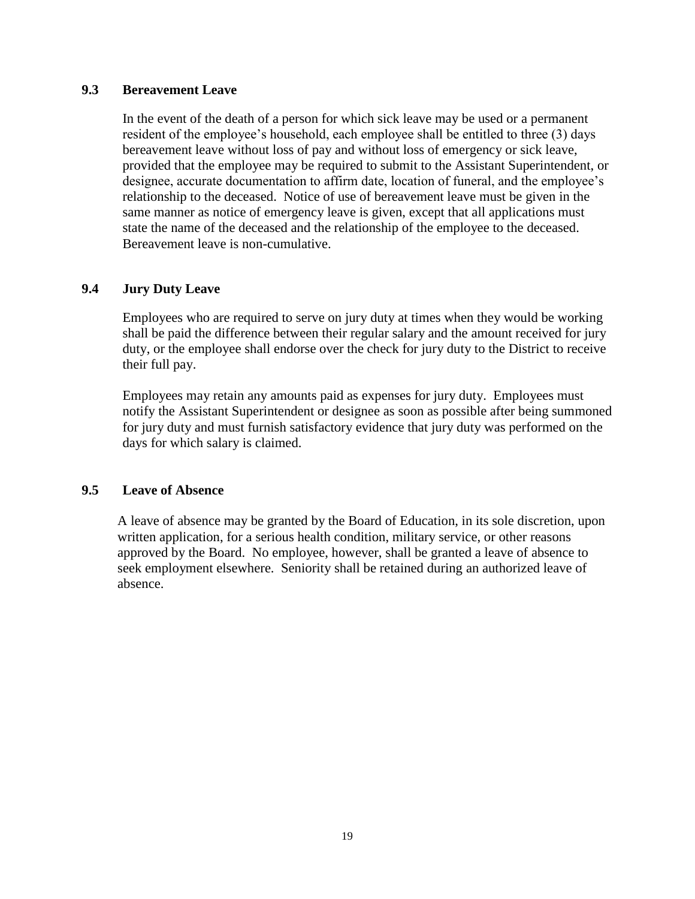### 9.3 Bereavement Leave

In the event of the death of a person for which sick leave may be used or a permanent resident of the employee's household, each employee shall be entitled to three (3) days bereavement leave without loss of pay and without loss of emergency or sick leave, provided that the employee may be required to submit to the Assistant Superintendent, or designee, accurate documentation to affirm date, location of funeral, and the employee's relationship to the deceased. Notice of use of bereavement leave must be given in the same manner as notice of emergency leave is given, except that all applications must state the name of the deceased and the relationship of the employee to the deceased. Bereavement leave is non-cumulative.

### 9.4 Jury Duty Leave

Employees who are required to serve on jury duty at times when they would be working shall be paid the difference between their regular salary and the amount received for jury duty, or the employee shall endorse over the check for jury duty to the District to receive their full pay.

Employees may retain any amounts paid as expenses for jury duty. Employees must notify the Assistant Superintendent or designee as soon as possible after being summoned for jury duty and must furnish satisfactory evidence that jury duty was performed on the days for which salary is claimed.

### 9.5 Leave of Absence

A leave of absence may be granted by the Board of Education, in its sole discretion, upon written application, for a serious health condition, military service, or other reasons approved by the Board. No employee, however, shall be granted a leave of absence to seek employment elsewhere. Seniority shall be retained during an authorized leave of absence.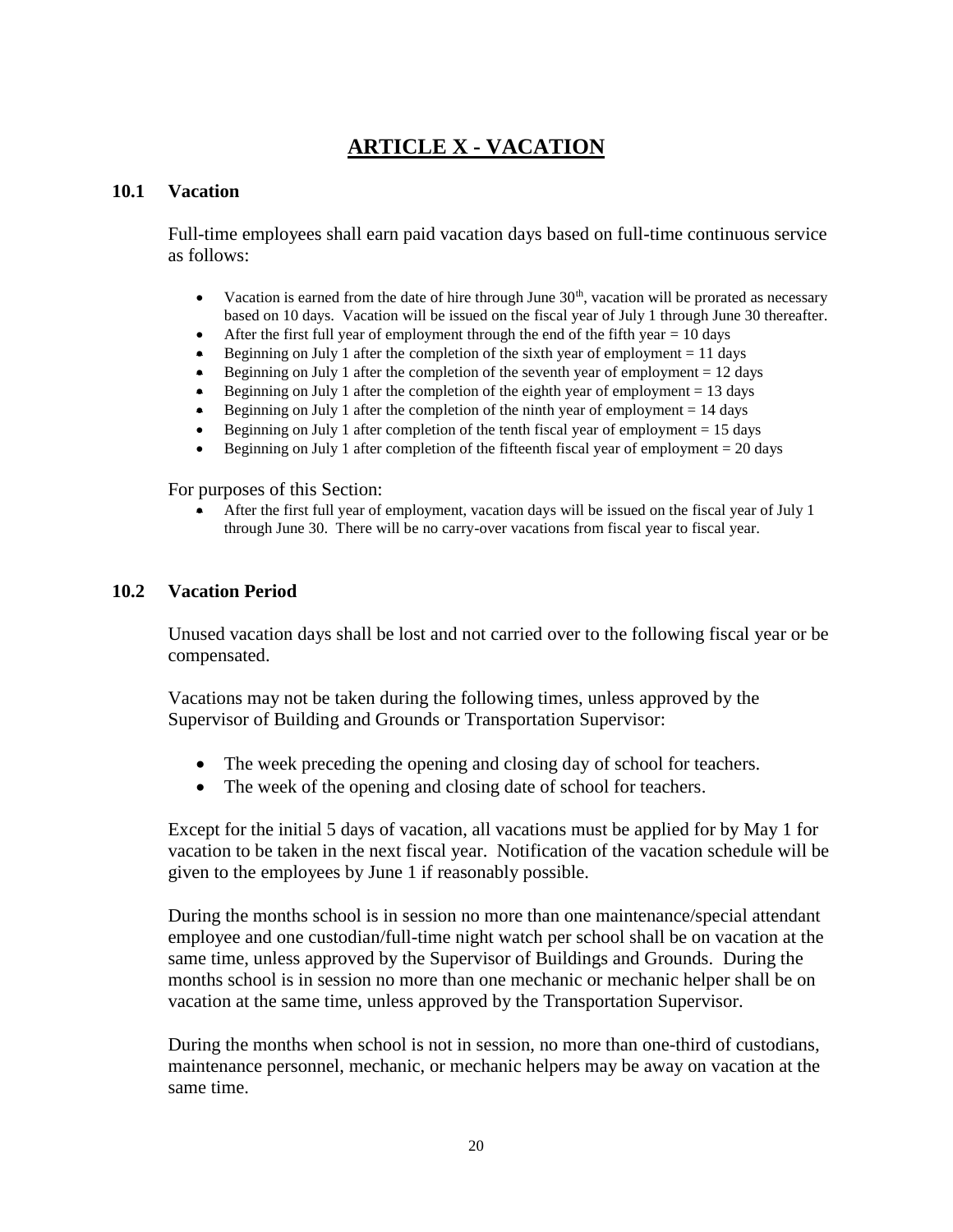# ARTICLE X - VACATION

## 10.1 Vacation

Full-time employees shall earn paid vacation days based on full-time continuous service as follows:

- Vacation is earned from the date of hire through June 30th, vacation will be prorated as necessary based on 10 days. Vacation will be issued on the fiscal year of July 1 through June 30 thereafter.
- After the first full year of employment through the end of the fifth year = 10 days
- Beginning on July 1 after the completion of the sixth year of employment = 11 days
- Beginning on July 1 after the completion of the seventh year of employment = 12 days
- Beginning on July 1 after the completion of the eighth year of employment = 13 days
- Beginning on July 1 after the completion of the ninth year of employment = 14 days
- Beginning on July 1 after completion of the tenth fiscal year of employment = 15 days
- Beginning on July 1 after completion of the fifteenth fiscal year of employment = 20 days

For purposes of this Section:

- After the first full year of employment, vacation days will be issued on the fiscal year of July 1 through June 30. There will be no carry-over vacations from fiscal year to fiscal year.

## 10.2 Vacation Period

Unused vacation days shall be lost and not carried over to the following fiscal year or be compensated.

Vacations may not be taken during the following times, unless approved by the Supervisor of Building and Grounds or Transportation Supervisor:

- The week preceding the opening and closing day of school for teachers.
- The week of the opening and closing date of school for teachers.

Except for the initial 5 days of vacation, all vacations must be applied for by May 1 for vacation to be taken in the next fiscal year. Notification of the vacation schedule will be given to the employees by June 1 if reasonably possible.

During the months school is in session no more than one maintenance/special attendant employee and one custodian/full-time night watch per school shall be on vacation at the same time, unless approved by the Supervisor of Buildings and Grounds. During the months school is in session no more than one mechanic or mechanic helper shall be on vacation at the same time, unless approved by the Transportation Supervisor.

During the months when school is not in session, no more than one-third of custodians, maintenance personnel, mechanic, or mechanic helpers may be away on vacation at the same time.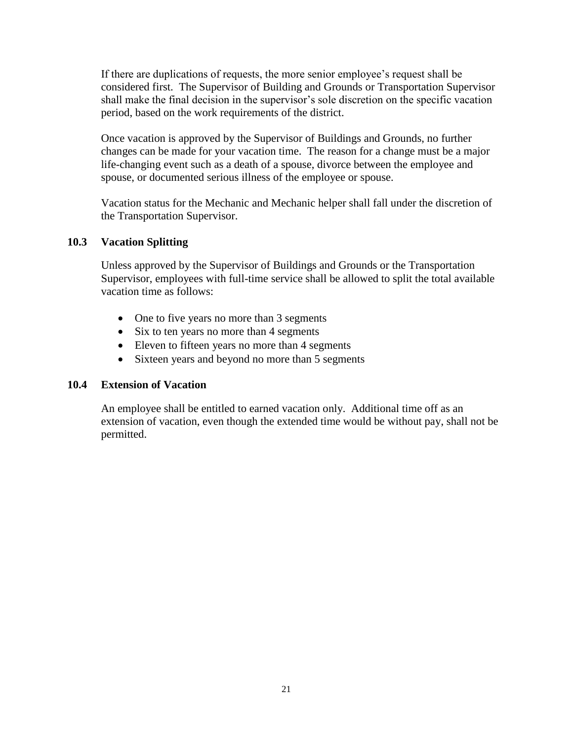If there are duplications of requests, the more senior employee's request shall be considered first. The Supervisor of Building and Grounds or Transportation Supervisor shall make the final decision in the supervisor's sole discretion on the specific vacation period, based on the work requirements of the district.

Once vacation is approved by the Supervisor of Buildings and Grounds, no further changes can be made for your vacation time. The reason for a change must be a major life-changing event such as a death of a spouse, divorce between the employee and spouse, or documented serious illness of the employee or spouse.

Vacation status for the Mechanic and Mechanic helper shall fall under the discretion of the Transportation Supervisor.

### 10.3 Vacation Splitting

Unless approved by the Supervisor of Buildings and Grounds or the Transportation Supervisor, employees with full-time service shall be allowed to split the total available vacation time as follows:

- One to five years no more than 3 segments
- Six to ten years no more than 4 segments
- Eleven to fifteen years no more than 4 segments
- Sixteen years and beyond no more than 5 segments

### 10.4 Extension of Vacation

An employee shall be entitled to earned vacation only. Additional time off as an extension of vacation, even though the extended time would be without pay, shall not be permitted.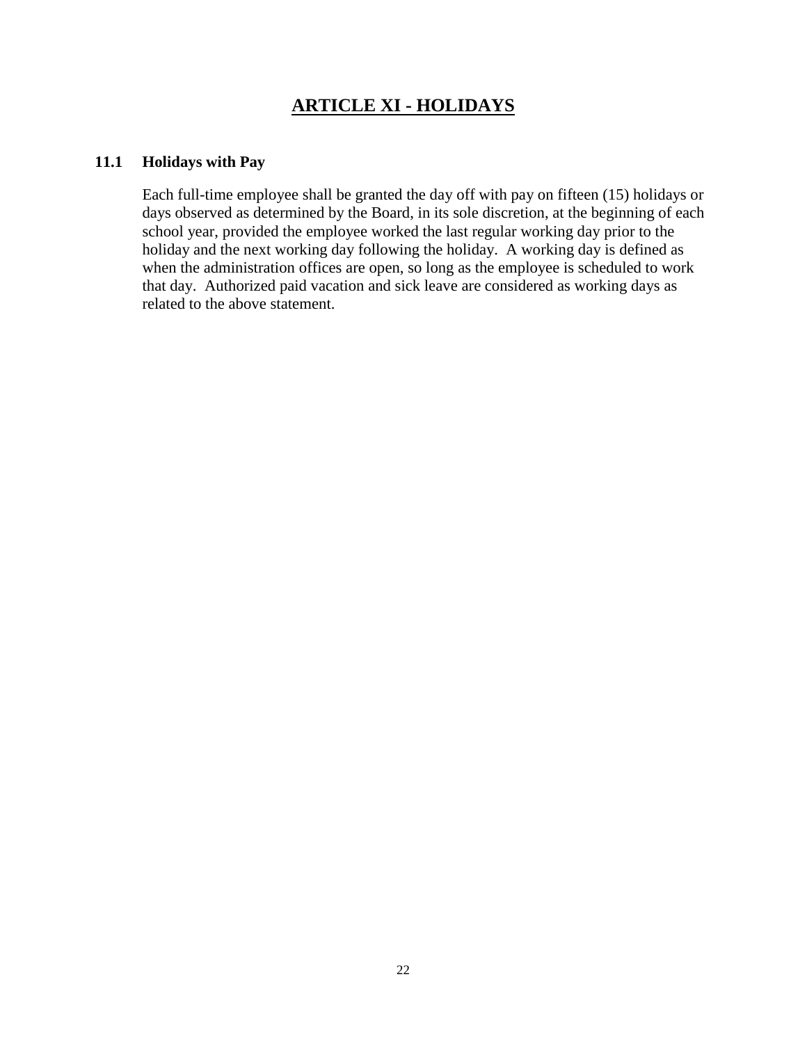# ARTICLE XI - HOLIDAYS

### 11.1 Holidays with Pay

Each full-time employee shall be granted the day off with pay on fifteen (15) holidays or days observed as determined by the Board, in its sole discretion, at the beginning of each school year, provided the employee worked the last regular working day prior to the holiday and the next working day following the holiday. A working day is defined as when the administration offices are open, so long as the employee is scheduled to work that day. Authorized paid vacation and sick leave are considered as working days as related to the above statement.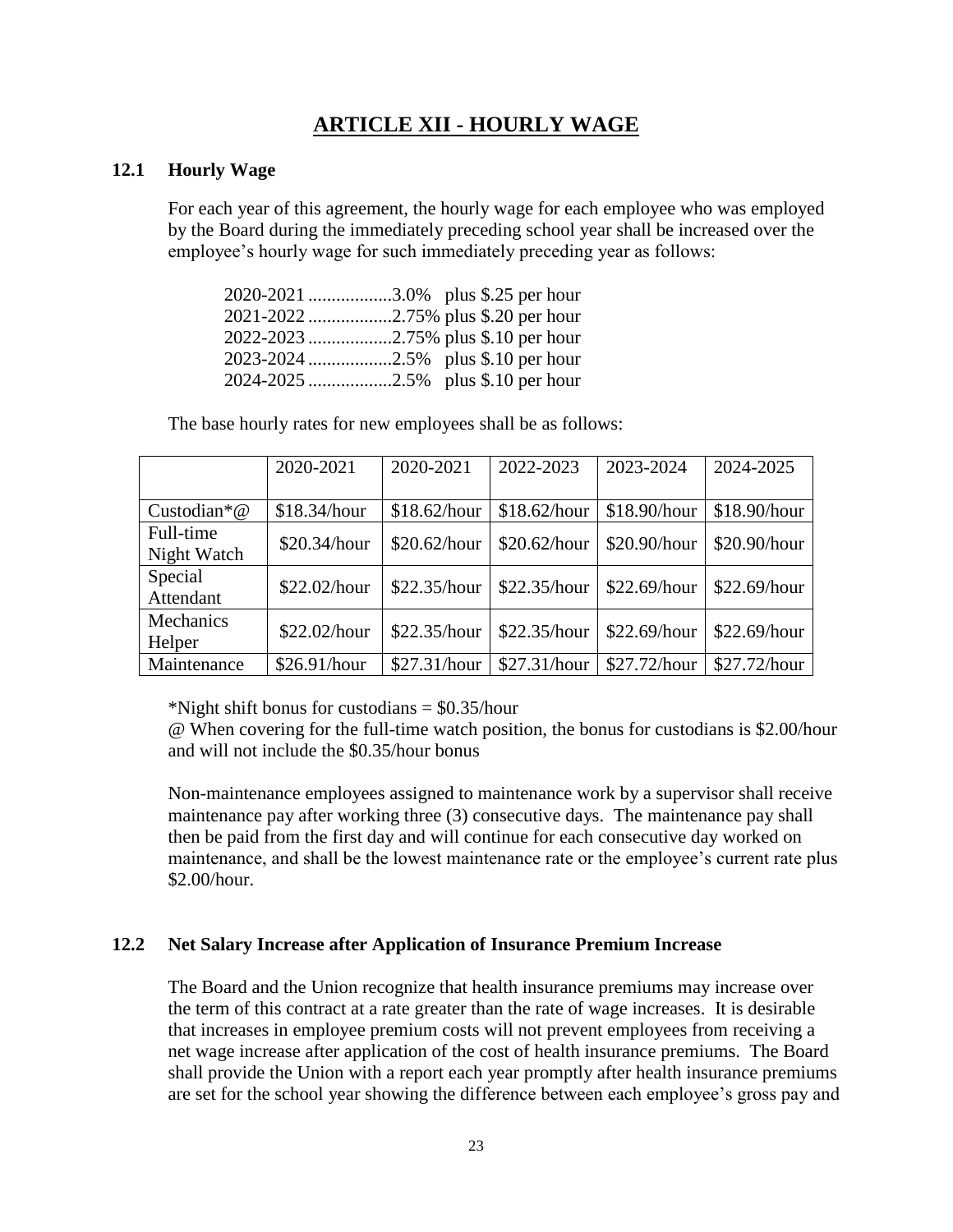# ARTICLE XII - HOURLY WAGE

### 12.1 Hourly Wage

For each year of this agreement, the hourly wage for each employee who was employed by the Board during the immediately preceding school year shall be increased over the employee's hourly wage for such immediately preceding year as follows:

2020-2021 ..................3.0% plus $.25 per hour
2021-2022 ..................2.75% plus $.20 per hour
2022-2023 ..................2.75% plus $.10 per hour
2023-2024 ..................2.5% plus $.10 per hour
2024-2025 ..................2.5% plus $.10 per hour

The base hourly rates for new employees shall be as follows:

| | 2020-2021 | 2020-2021 | 2022-2023 | 2023-2024 | 2024-2025 |
|---|---|---|---|---|---|
| Custodian*@ | $18.34/hour | $18.62/hour | $18.62/hour | $18.90/hour | $18.90/hour |
| Full-time Night Watch | $20.34/hour | $20.62/hour | $20.62/hour | $20.90/hour | $20.90/hour |
| Special Attendant | $22.02/hour | $22.35/hour | $22.35/hour | $22.69/hour | $22.69/hour |
| Mechanics Helper | $22.02/hour | $22.35/hour | $22.35/hour | $22.69/hour | $22.69/hour |
| Maintenance | $26.91/hour | $27.31/hour | $27.31/hour | $27.72/hour | $27.72/hour |

*Night shift bonus for custodians = $0.35/hour
@ When covering for the full-time watch position, the bonus for custodians is $2.00/hour and will not include the $0.35/hour bonus

Non-maintenance employees assigned to maintenance work by a supervisor shall receive maintenance pay after working three (3) consecutive days. The maintenance pay shall then be paid from the first day and will continue for each consecutive day worked on maintenance, and shall be the lowest maintenance rate or the employee's current rate plus $2.00/hour.

### 12.2 Net Salary Increase after Application of Insurance Premium Increase

The Board and the Union recognize that health insurance premiums may increase over the term of this contract at a rate greater than the rate of wage increases. It is desirable that increases in employee premium costs will not prevent employees from receiving a net wage increase after application of the cost of health insurance premiums. The Board shall provide the Union with a report each year promptly after health insurance premiums are set for the school year showing the difference between each employee's gross pay and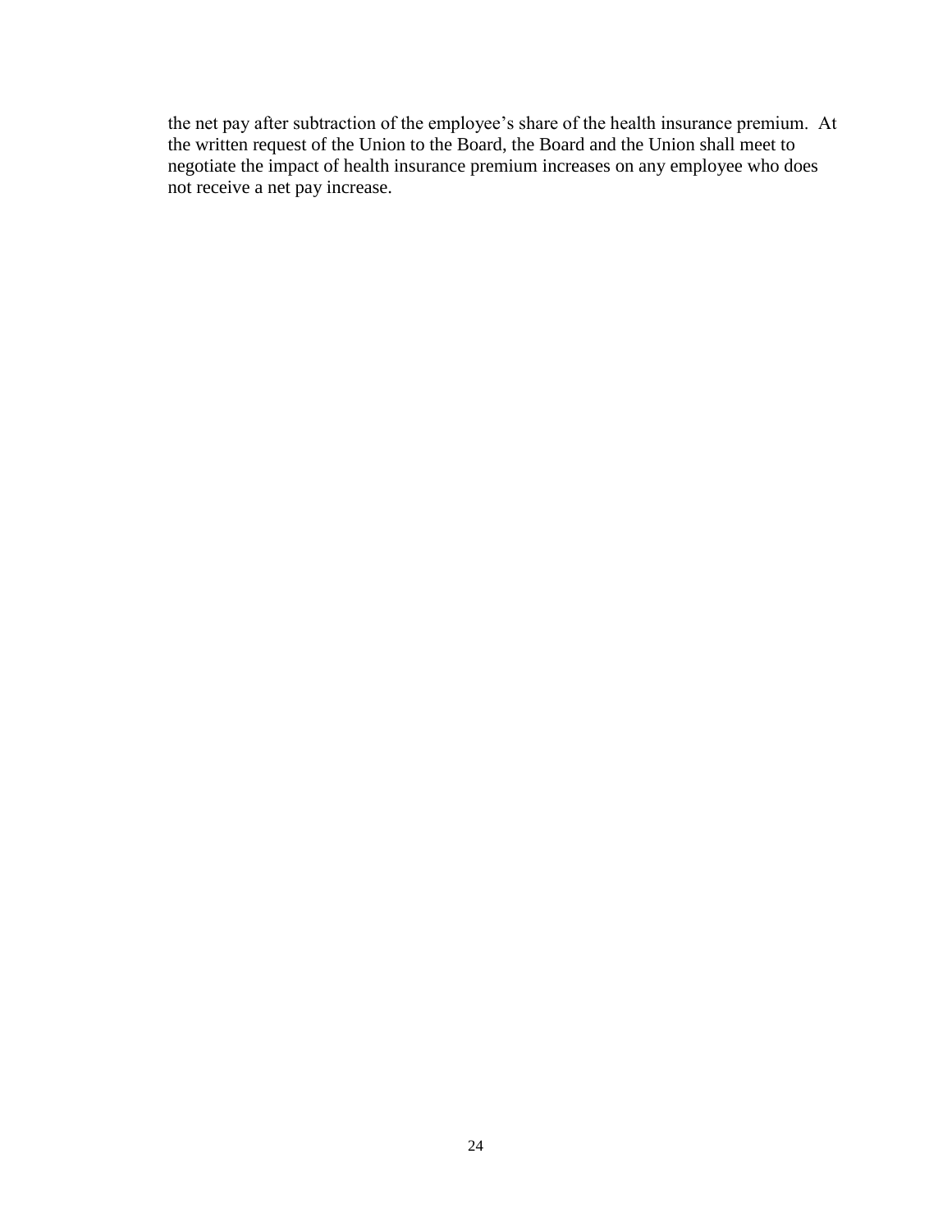the net pay after subtraction of the employee’s share of the health insurance premium. At the written request of the Union to the Board, the Board and the Union shall meet to negotiate the impact of health insurance premium increases on any employee who does not receive a net pay increase.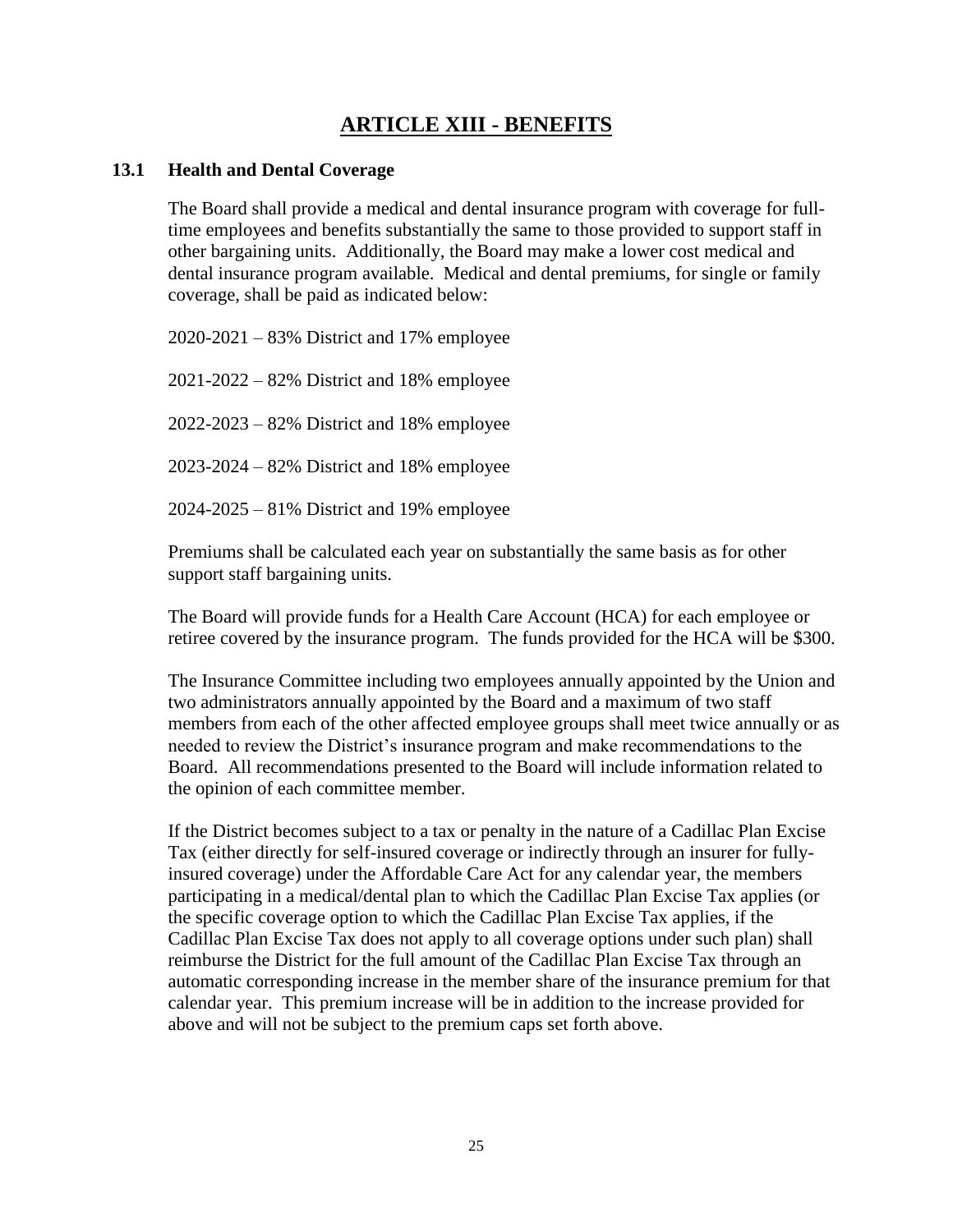# ARTICLE XIII - BENEFITS

## 13.1 Health and Dental Coverage

The Board shall provide a medical and dental insurance program with coverage for full-time employees and benefits substantially the same to those provided to support staff in other bargaining units. Additionally, the Board may make a lower cost medical and dental insurance program available. Medical and dental premiums, for single or family coverage, shall be paid as indicated below:

2020-2021 – 83% District and 17% employee

2021-2022 – 82% District and 18% employee

2022-2023 – 82% District and 18% employee

2023-2024 – 82% District and 18% employee

2024-2025 – 81% District and 19% employee

Premiums shall be calculated each year on substantially the same basis as for other support staff bargaining units.

The Board will provide funds for a Health Care Account (HCA) for each employee or retiree covered by the insurance program. The funds provided for the HCA will be $300.

The Insurance Committee including two employees annually appointed by the Union and two administrators annually appointed by the Board and a maximum of two staff members from each of the other affected employee groups shall meet twice annually or as needed to review the District's insurance program and make recommendations to the Board. All recommendations presented to the Board will include information related to the opinion of each committee member.

If the District becomes subject to a tax or penalty in the nature of a Cadillac Plan Excise Tax (either directly for self-insured coverage or indirectly through an insurer for fully-insured coverage) under the Affordable Care Act for any calendar year, the members participating in a medical/dental plan to which the Cadillac Plan Excise Tax applies (or the specific coverage option to which the Cadillac Plan Excise Tax applies, if the Cadillac Plan Excise Tax does not apply to all coverage options under such plan) shall reimburse the District for the full amount of the Cadillac Plan Excise Tax through an automatic corresponding increase in the member share of the insurance premium for that calendar year. This premium increase will be in addition to the increase provided for above and will not be subject to the premium caps set forth above.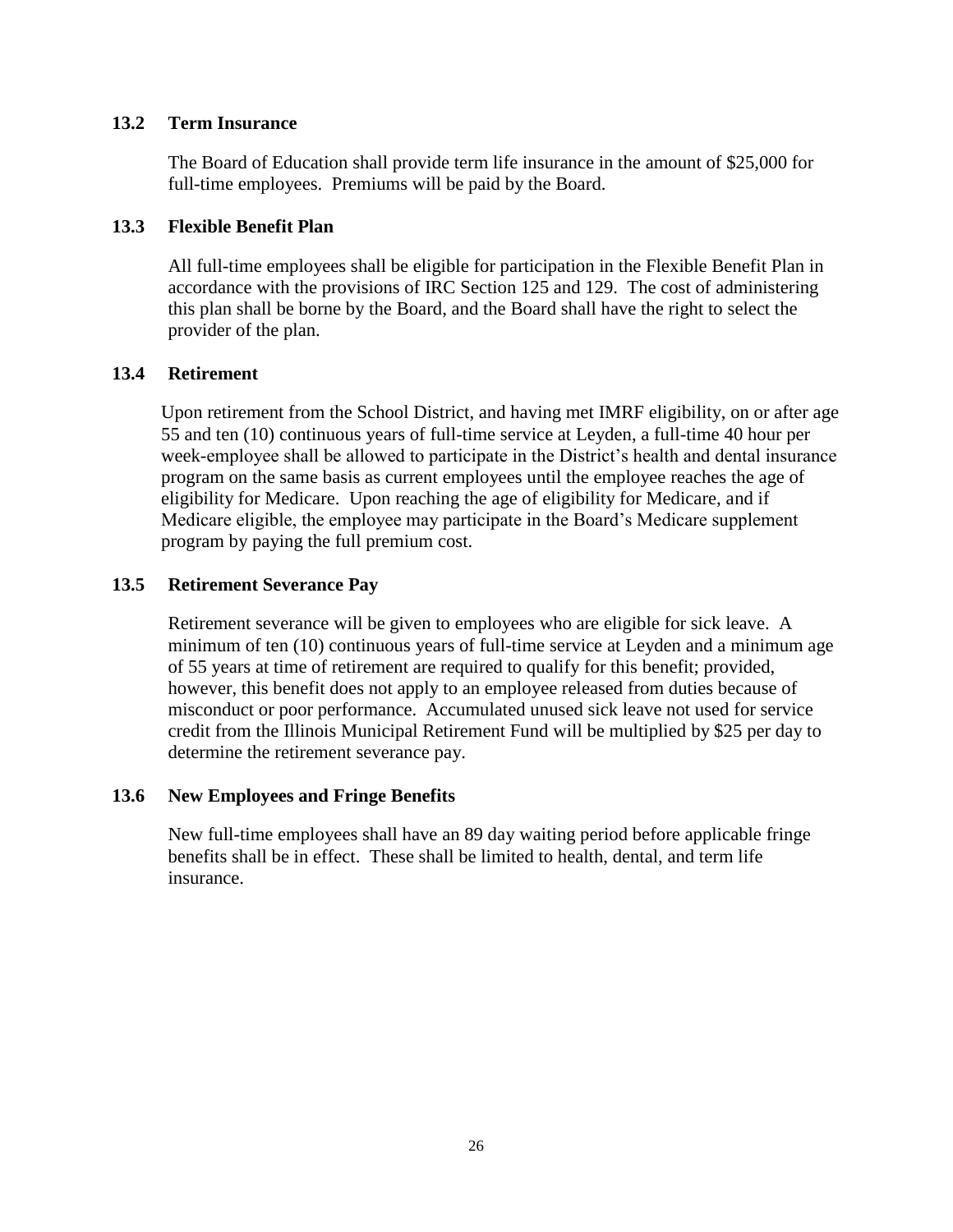### 13.2 Term Insurance

The Board of Education shall provide term life insurance in the amount of $25,000 for full-time employees. Premiums will be paid by the Board.

### 13.3 Flexible Benefit Plan

All full-time employees shall be eligible for participation in the Flexible Benefit Plan in accordance with the provisions of IRC Section 125 and 129. The cost of administering this plan shall be borne by the Board, and the Board shall have the right to select the provider of the plan.

### 13.4 Retirement

Upon retirement from the School District, and having met IMRF eligibility, on or after age 55 and ten (10) continuous years of full-time service at Leyden, a full-time 40 hour per week-employee shall be allowed to participate in the District's health and dental insurance program on the same basis as current employees until the employee reaches the age of eligibility for Medicare. Upon reaching the age of eligibility for Medicare, and if Medicare eligible, the employee may participate in the Board's Medicare supplement program by paying the full premium cost.

### 13.5 Retirement Severance Pay

Retirement severance will be given to employees who are eligible for sick leave. A minimum of ten (10) continuous years of full-time service at Leyden and a minimum age of 55 years at time of retirement are required to qualify for this benefit; provided, however, this benefit does not apply to an employee released from duties because of misconduct or poor performance. Accumulated unused sick leave not used for service credit from the Illinois Municipal Retirement Fund will be multiplied by $25 per day to determine the retirement severance pay.

### 13.6 New Employees and Fringe Benefits

New full-time employees shall have an 89 day waiting period before applicable fringe benefits shall be in effect. These shall be limited to health, dental, and term life insurance.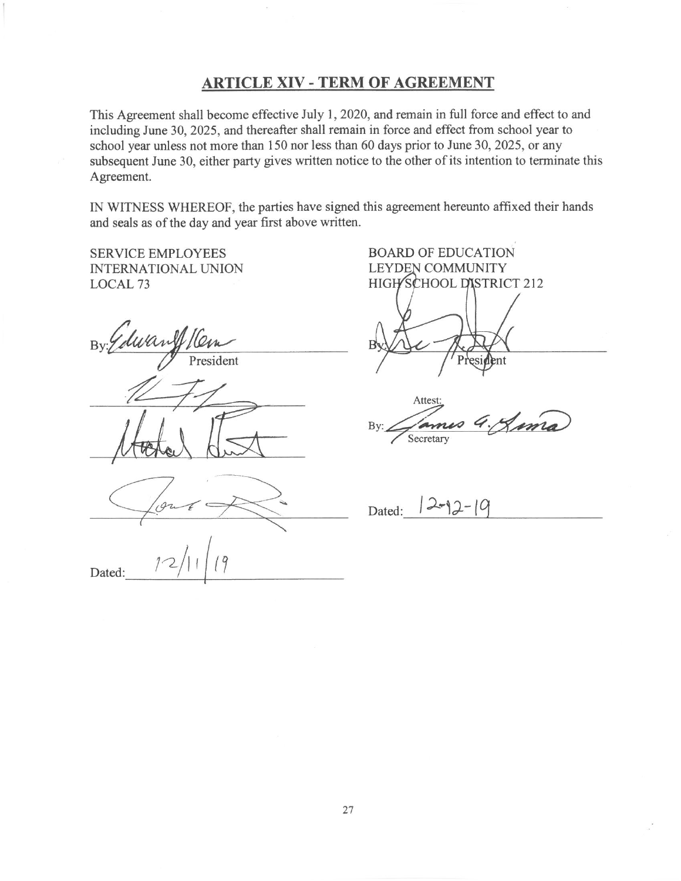## ARTICLE XIV - TERM OF AGREEMENT

This Agreement shall become effective July 1, 2020, and remain in full force and effect to and including June 30, 2025, and thereafter shall remain in force and effect from school year to school year unless not more than 150 nor less than 60 days prior to June 30, 2025, or any subsequent June 30, either party gives written notice to the other of its intention to terminate this Agreement.

IN WITNESS WHEREOF, the parties have signed this agreement hereunto affixed their hands and seals as of the day and year first above written.

SERVICE EMPLOYEES
INTERNATIONAL UNION
LOCAL 73

By: Edward Heen
President

Dated: 12/11/19

BOARD OF EDUCATION
LEYDEN COMMUNITY
HIGH SCHOOL DISTRICT 212

By:
President

Attest:

By: James G. Sima
Secretary

Dated: 12-12-19